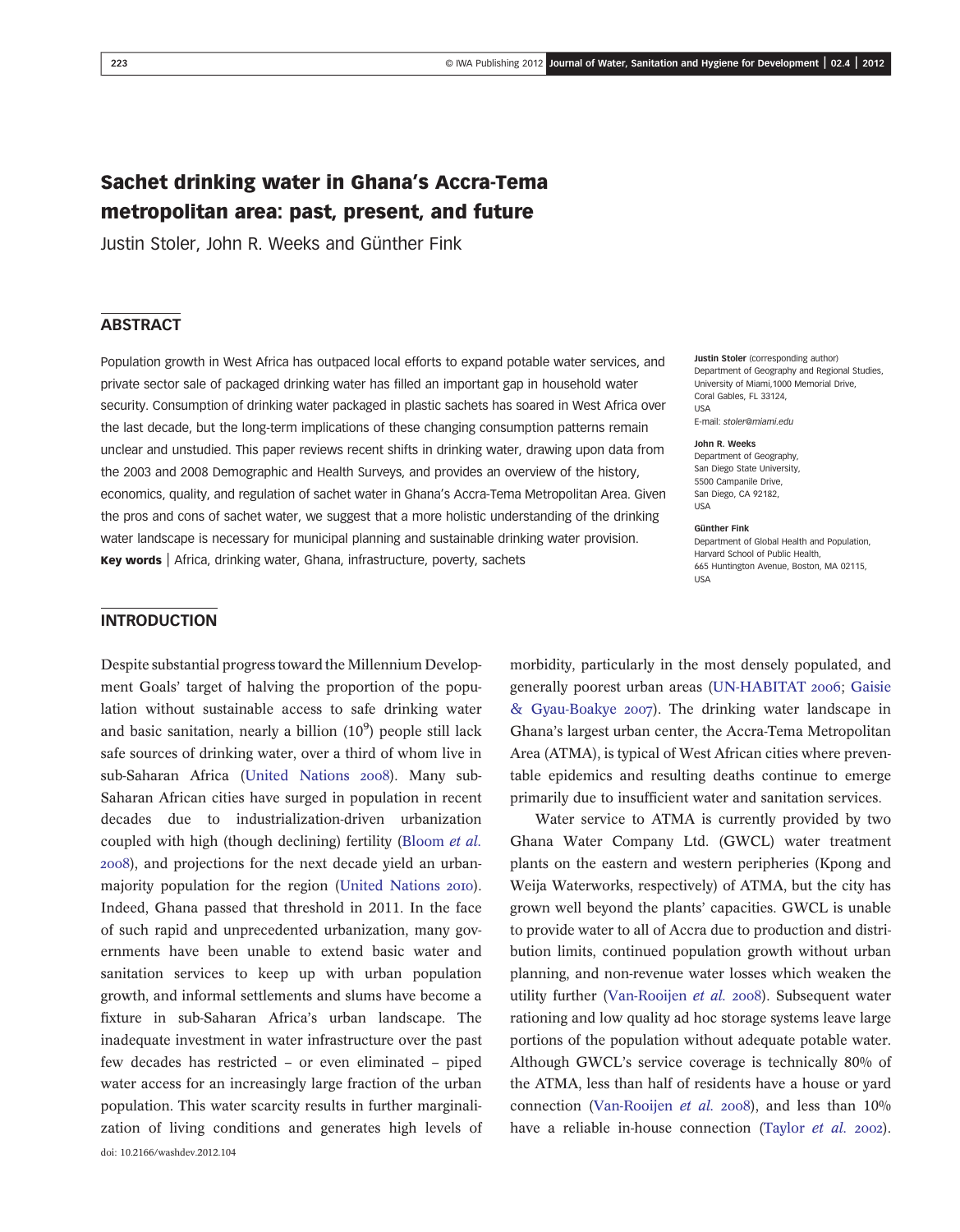# Sachet drinking water in Ghana's Accra-Tema metropolitan area: past, present, and future

Justin Stoler, John R. Weeks and Günther Fink

## ABSTRACT

Population growth in West Africa has outpaced local efforts to expand potable water services, and private sector sale of packaged drinking water has filled an important gap in household water security. Consumption of drinking water packaged in plastic sachets has soared in West Africa over the last decade, but the long-term implications of these changing consumption patterns remain unclear and unstudied. This paper reviews recent shifts in drinking water, drawing upon data from the 2003 and 2008 Demographic and Health Surveys, and provides an overview of the history, economics, quality, and regulation of sachet water in Ghana's Accra-Tema Metropolitan Area. Given the pros and cons of sachet water, we suggest that a more holistic understanding of the drinking water landscape is necessary for municipal planning and sustainable drinking water provision.

**Key words** | Africa, drinking water, Ghana, infrastructure, poverty, sachets

**Justin Stoler** (corresponding author)
Department of Geography and Regional Studies,
University of Miami,1000 Memorial Drive,
Coral Gables, FL 33124,
USA
E-mail: *stoler@miami.edu*

**John R. Weeks**
Department of Geography,
San Diego State University,
5500 Campanile Drive,
San Diego, CA 92182,
USA

**Günther Fink**
Department of Global Health and Population,
Harvard School of Public Health,
665 Huntington Avenue, Boston, MA 02115,
USA

## INTRODUCTION

Despite substantial progress toward the Millennium Development Goals' target of halving the proportion of the population without sustainable access to safe drinking water and basic sanitation, nearly a billion ($10^9$) people still lack safe sources of drinking water, over a third of whom live in sub-Saharan Africa (United Nations 2008). Many sub-Saharan African cities have surged in population in recent decades due to industrialization-driven urbanization coupled with high (though declining) fertility (Bloom *et al.* 2008), and projections for the next decade yield an urban-majority population for the region (United Nations 2010). Indeed, Ghana passed that threshold in 2011. In the face of such rapid and unprecedented urbanization, many governments have been unable to extend basic water and sanitation services to keep up with urban population growth, and informal settlements and slums have become a fixture in sub-Saharan Africa's urban landscape. The inadequate investment in water infrastructure over the past few decades has restricted – or even eliminated – piped water access for an increasingly large fraction of the urban population. This water scarcity results in further marginalization of living conditions and generates high levels of morbidity, particularly in the most densely populated, and generally poorest urban areas (UN-HABITAT 2006; Gaisie & Gyau-Boakye 2007). The drinking water landscape in Ghana's largest urban center, the Accra-Tema Metropolitan Area (ATMA), is typical of West African cities where preventable epidemics and resulting deaths continue to emerge primarily due to insufficient water and sanitation services.

Water service to ATMA is currently provided by two Ghana Water Company Ltd. (GWCL) water treatment plants on the eastern and western peripheries (Kpong and Weija Waterworks, respectively) of ATMA, but the city has grown well beyond the plants' capacities. GWCL is unable to provide water to all of Accra due to production and distribution limits, continued population growth without urban planning, and non-revenue water losses which weaken the utility further (Van-Rooijen *et al.* 2008). Subsequent water rationing and low quality ad hoc storage systems leave large portions of the population without adequate potable water. Although GWCL's service coverage is technically 80% of the ATMA, less than half of residents have a house or yard connection (Van-Rooijen *et al.* 2008), and less than 10% have a reliable in-house connection (Taylor *et al.* 2002).

doi: 10.2166/washdev.2012.104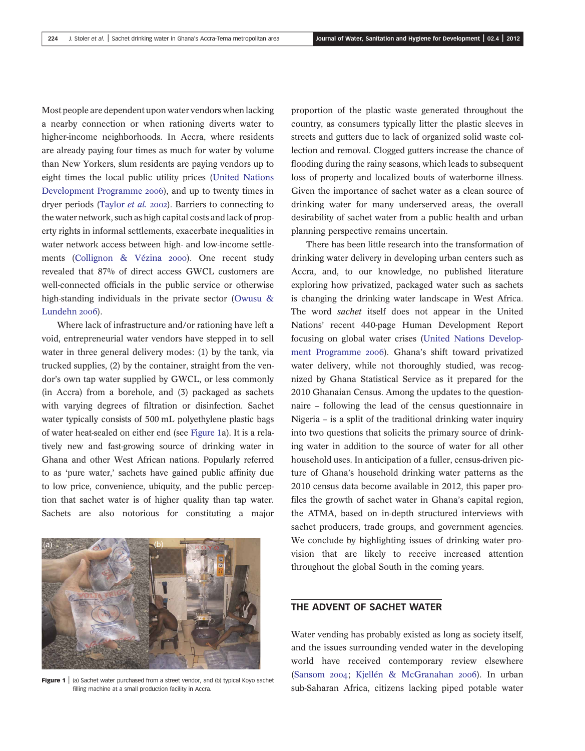Most people are dependent upon water vendors when lacking a nearby connection or when rationing diverts water to higher-income neighborhoods. In Accra, where residents are already paying four times as much for water by volume than New Yorkers, slum residents are paying vendors up to eight times the local public utility prices (United Nations Development Programme 2006), and up to twenty times in dryer periods (Taylor *et al.* 2002). Barriers to connecting to the water network, such as high capital costs and lack of property rights in informal settlements, exacerbate inequalities in water network access between high- and low-income settlements (Collignon & Vézina 2000). One recent study revealed that 87% of direct access GWCL customers are well-connected officials in the public service or otherwise high-standing individuals in the private sector (Owusu & Lundehn 2006).

Where lack of infrastructure and/or rationing have left a void, entrepreneurial water vendors have stepped in to sell water in three general delivery modes: (1) by the tank, via trucked supplies, (2) by the container, straight from the vendor's own tap water supplied by GWCL, or less commonly (in Accra) from a borehole, and (3) packaged as sachets with varying degrees of filtration or disinfection. Sachet water typically consists of 500 mL polyethylene plastic bags of water heat-sealed on either end (see Figure 1a). It is a relatively new and fast-growing source of drinking water in Ghana and other West African nations. Popularly referred to as 'pure water,' sachets have gained public affinity due to low price, convenience, ubiquity, and the public perception that sachet water is of higher quality than tap water. Sachets are also notorious for constituting a major proportion of the plastic waste generated throughout the country, as consumers typically litter the plastic sleeves in streets and gutters due to lack of organized solid waste collection and removal. Clogged gutters increase the chance of flooding during the rainy seasons, which leads to subsequent loss of property and localized bouts of waterborne illness. Given the importance of sachet water as a clean source of drinking water for many underserved areas, the overall desirability of sachet water from a public health and urban planning perspective remains uncertain.

**Figure 1** | (a) Sachet water purchased from a street vendor, and (b) typical Koyo sachet filling machine at a small production facility in Accra.

There has been little research into the transformation of drinking water delivery in developing urban centers such as Accra, and, to our knowledge, no published literature exploring how privatized, packaged water such as sachets is changing the drinking water landscape in West Africa. The word *sachet* itself does not appear in the United Nations' recent 440-page Human Development Report focusing on global water crises (United Nations Development Programme 2006). Ghana's shift toward privatized water delivery, while not thoroughly studied, was recognized by Ghana Statistical Service as it prepared for the 2010 Ghanaian Census. Among the updates to the questionnaire – following the lead of the census questionnaire in Nigeria – is a split of the traditional drinking water inquiry into two questions that solicits the primary source of drinking water in addition to the source of water for all other household uses. In anticipation of a fuller, census-driven picture of Ghana's household drinking water patterns as the 2010 census data become available in 2012, this paper profiles the growth of sachet water in Ghana's capital region, the ATMA, based on in-depth structured interviews with sachet producers, trade groups, and government agencies. We conclude by highlighting issues of drinking water provision that are likely to receive increased attention throughout the global South in the coming years.

## THE ADVENT OF SACHET WATER

Water vending has probably existed as long as society itself, and the issues surrounding vended water in the developing world have received contemporary review elsewhere (Sansom 2004; Kjellén & McGranahan 2006). In urban sub-Saharan Africa, citizens lacking piped potable water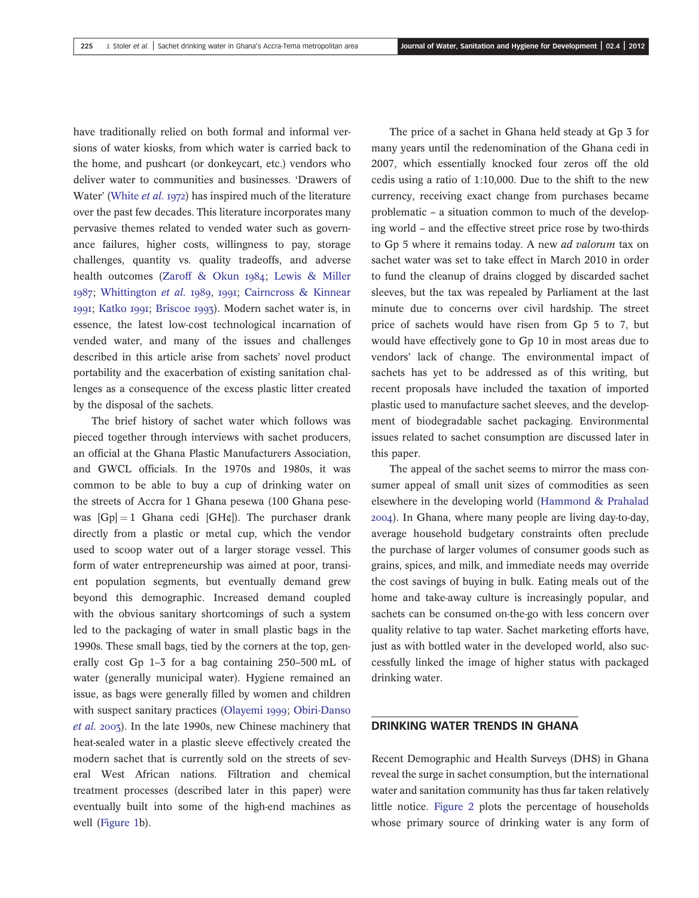have traditionally relied on both formal and informal versions of water kiosks, from which water is carried back to the home, and pushcart (or donkeycart, etc.) vendors who deliver water to communities and businesses. 'Drawers of Water' (White *et al.* 1972) has inspired much of the literature over the past few decades. This literature incorporates many pervasive themes related to vended water such as governance failures, higher costs, willingness to pay, storage challenges, quantity vs. quality tradeoffs, and adverse health outcomes (Zaroff & Okun 1984; Lewis & Miller 1987; Whittington *et al.* 1989, 1991; Cairncross & Kinnear 1991; Katko 1991; Briscoe 1993). Modern sachet water is, in essence, the latest low-cost technological incarnation of vended water, and many of the issues and challenges described in this article arise from sachets' novel product portability and the exacerbation of existing sanitation challenges as a consequence of the excess plastic litter created by the disposal of the sachets.

The brief history of sachet water which follows was pieced together through interviews with sachet producers, an official at the Ghana Plastic Manufacturers Association, and GWCL officials. In the 1970s and 1980s, it was common to be able to buy a cup of drinking water on the streets of Accra for 1 Ghana pesewa (100 Ghana pesewas [Gp] = 1 Ghana cedi [GH¢]). The purchaser drank directly from a plastic or metal cup, which the vendor used to scoop water out of a larger storage vessel. This form of water entrepreneurship was aimed at poor, transient population segments, but eventually demand grew beyond this demographic. Increased demand coupled with the obvious sanitary shortcomings of such a system led to the packaging of water in small plastic bags in the 1990s. These small bags, tied by the corners at the top, generally cost Gp 1–3 for a bag containing 250–500 mL of water (generally municipal water). Hygiene remained an issue, as bags were generally filled by women and children with suspect sanitary practices (Olayemi 1999; Obiri-Danso *et al.* 2003). In the late 1990s, new Chinese machinery that heat-sealed water in a plastic sleeve effectively created the modern sachet that is currently sold on the streets of several West African nations. Filtration and chemical treatment processes (described later in this paper) were eventually built into some of the high-end machines as well (Figure 1b).

The price of a sachet in Ghana held steady at Gp 3 for many years until the redenomination of the Ghana cedi in 2007, which essentially knocked four zeros off the old cedis using a ratio of 1:10,000. Due to the shift to the new currency, receiving exact change from purchases became problematic – a situation common to much of the developing world – and the effective street price rose by two-thirds to Gp 5 where it remains today. A new *ad valorum* tax on sachet water was set to take effect in March 2010 in order to fund the cleanup of drains clogged by discarded sachet sleeves, but the tax was repealed by Parliament at the last minute due to concerns over civil hardship. The street price of sachets would have risen from Gp 5 to 7, but would have effectively gone to Gp 10 in most areas due to vendors' lack of change. The environmental impact of sachets has yet to be addressed as of this writing, but recent proposals have included the taxation of imported plastic used to manufacture sachet sleeves, and the development of biodegradable sachet packaging. Environmental issues related to sachet consumption are discussed later in this paper.

The appeal of the sachet seems to mirror the mass consumer appeal of small unit sizes of commodities as seen elsewhere in the developing world (Hammond & Prahalad 2004). In Ghana, where many people are living day-to-day, average household budgetary constraints often preclude the purchase of larger volumes of consumer goods such as grains, spices, and milk, and immediate needs may override the cost savings of buying in bulk. Eating meals out of the home and take-away culture is increasingly popular, and sachets can be consumed on-the-go with less concern over quality relative to tap water. Sachet marketing efforts have, just as with bottled water in the developed world, also successfully linked the image of higher status with packaged drinking water.

## DRINKING WATER TRENDS IN GHANA

Recent Demographic and Health Surveys (DHS) in Ghana reveal the surge in sachet consumption, but the international water and sanitation community has thus far taken relatively little notice. Figure 2 plots the percentage of households whose primary source of drinking water is any form of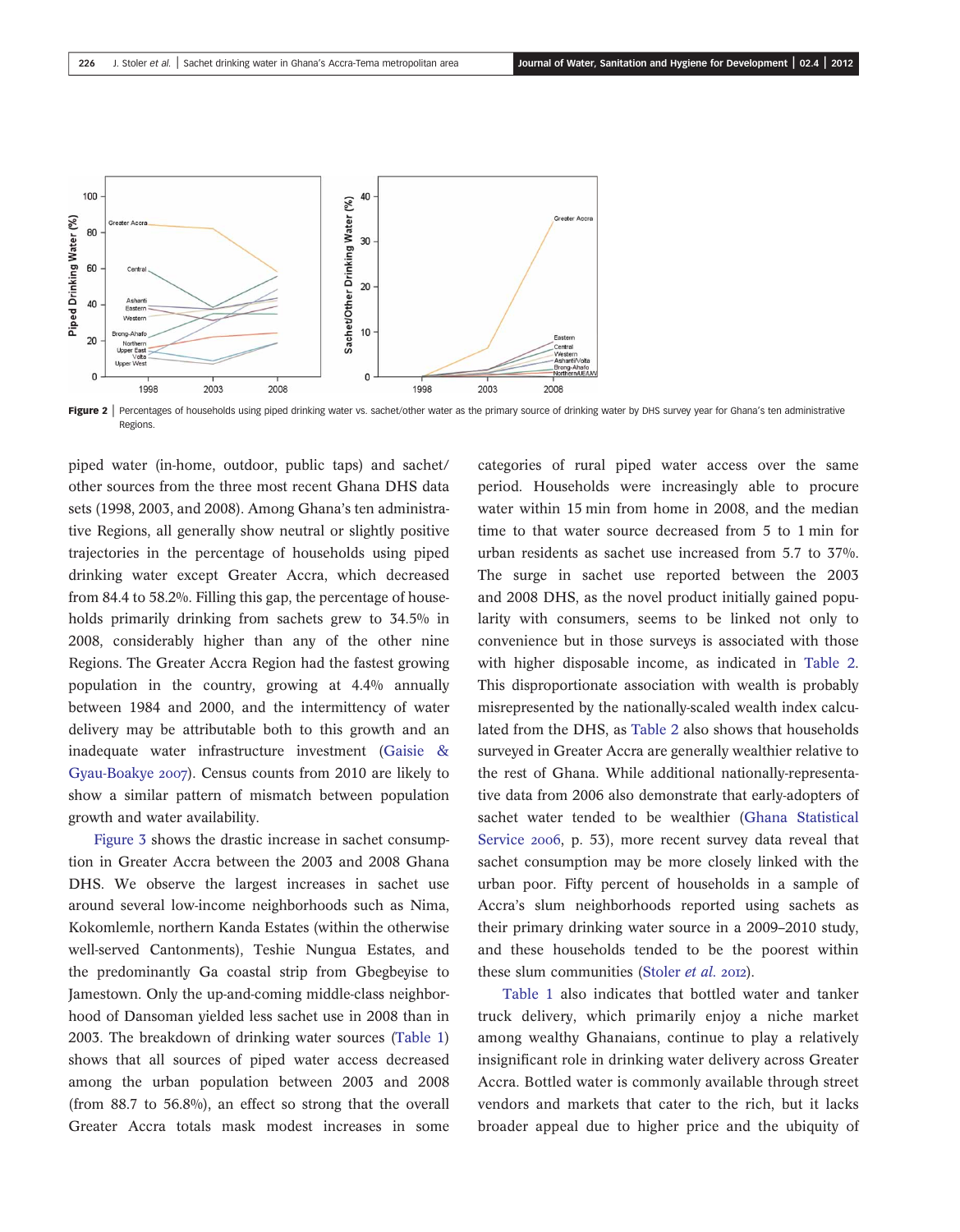**Figure 2** | Percentages of households using piped drinking water vs. sachet/other water as the primary source of drinking water by DHS survey year for Ghana's ten administrative Regions.

piped water (in-home, outdoor, public taps) and sachet/other sources from the three most recent Ghana DHS data sets (1998, 2003, and 2008). Among Ghana's ten administrative Regions, all generally show neutral or slightly positive trajectories in the percentage of households using piped drinking water except Greater Accra, which decreased from 84.4 to 58.2%. Filling this gap, the percentage of households primarily drinking from sachets grew to 34.5% in 2008, considerably higher than any of the other nine Regions. The Greater Accra Region had the fastest growing population in the country, growing at 4.4% annually between 1984 and 2000, and the intermittency of water delivery may be attributable both to this growth and an inadequate water infrastructure investment (Gaisie & Gyau-Boakye 2007). Census counts from 2010 are likely to show a similar pattern of mismatch between population growth and water availability.

Figure 3 shows the drastic increase in sachet consumption in Greater Accra between the 2003 and 2008 Ghana DHS. We observe the largest increases in sachet use around several low-income neighborhoods such as Nima, Kokomlemle, northern Kanda Estates (within the otherwise well-served Cantonments), Teshie Nungua Estates, and the predominantly Ga coastal strip from Gbegbeyise to Jamestown. Only the up-and-coming middle-class neighborhood of Dansoman yielded less sachet use in 2008 than in 2003. The breakdown of drinking water sources (Table 1) shows that all sources of piped water access decreased among the urban population between 2003 and 2008 (from 88.7 to 56.8%), an effect so strong that the overall Greater Accra totals mask modest increases in some categories of rural piped water access over the same period. Households were increasingly able to procure water within 15 min from home in 2008, and the median time to that water source decreased from 5 to 1 min for urban residents as sachet use increased from 5.7 to 37%. The surge in sachet use reported between the 2003 and 2008 DHS, as the novel product initially gained popularity with consumers, seems to be linked not only to convenience but in those surveys is associated with those with higher disposable income, as indicated in Table 2. This disproportionate association with wealth is probably misrepresented by the nationally-scaled wealth index calculated from the DHS, as Table 2 also shows that households surveyed in Greater Accra are generally wealthier relative to the rest of Ghana. While additional nationally-representative data from 2006 also demonstrate that early-adopters of sachet water tended to be wealthier (Ghana Statistical Service 2006, p. 53), more recent survey data reveal that sachet consumption may be more closely linked with the urban poor. Fifty percent of households in a sample of Accra's slum neighborhoods reported using sachets as their primary drinking water source in a 2009–2010 study, and these households tended to be the poorest within these slum communities (Stoler *et al.* 2012).

Table 1 also indicates that bottled water and tanker truck delivery, which primarily enjoy a niche market among wealthy Ghanaians, continue to play a relatively insignificant role in drinking water delivery across Greater Accra. Bottled water is commonly available through street vendors and markets that cater to the rich, but it lacks broader appeal due to higher price and the ubiquity of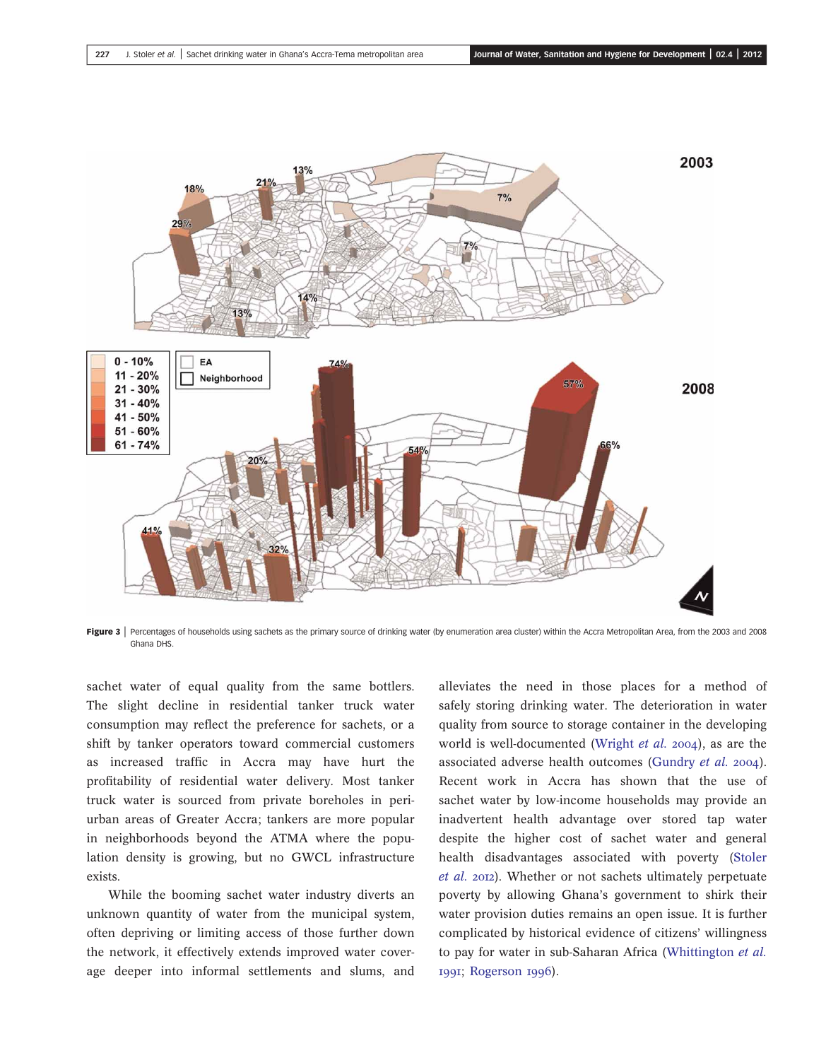**Figure 3** | Percentages of households using sachets as the primary source of drinking water (by enumeration area cluster) within the Accra Metropolitan Area, from the 2003 and 2008 Ghana DHS.

sachet water of equal quality from the same bottlers. The slight decline in residential tanker truck water consumption may reflect the preference for sachets, or a shift by tanker operators toward commercial customers as increased traffic in Accra may have hurt the profitability of residential water delivery. Most tanker truck water is sourced from private boreholes in peri-urban areas of Greater Accra; tankers are more popular in neighborhoods beyond the ATMA where the population density is growing, but no GWCL infrastructure exists.

While the booming sachet water industry diverts an unknown quantity of water from the municipal system, often depriving or limiting access of those further down the network, it effectively extends improved water coverage deeper into informal settlements and slums, and alleviates the need in those places for a method of safely storing drinking water. The deterioration in water quality from source to storage container in the developing world is well-documented (Wright *et al.* 2004), as are the associated adverse health outcomes (Gundry *et al.* 2004). Recent work in Accra has shown that the use of sachet water by low-income households may provide an inadvertent health advantage over stored tap water despite the higher cost of sachet water and general health disadvantages associated with poverty (Stoler *et al.* 2012). Whether or not sachets ultimately perpetuate poverty by allowing Ghana's government to shirk their water provision duties remains an open issue. It is further complicated by historical evidence of citizens' willingness to pay for water in sub-Saharan Africa (Whittington *et al.* 1991; Rogerson 1996).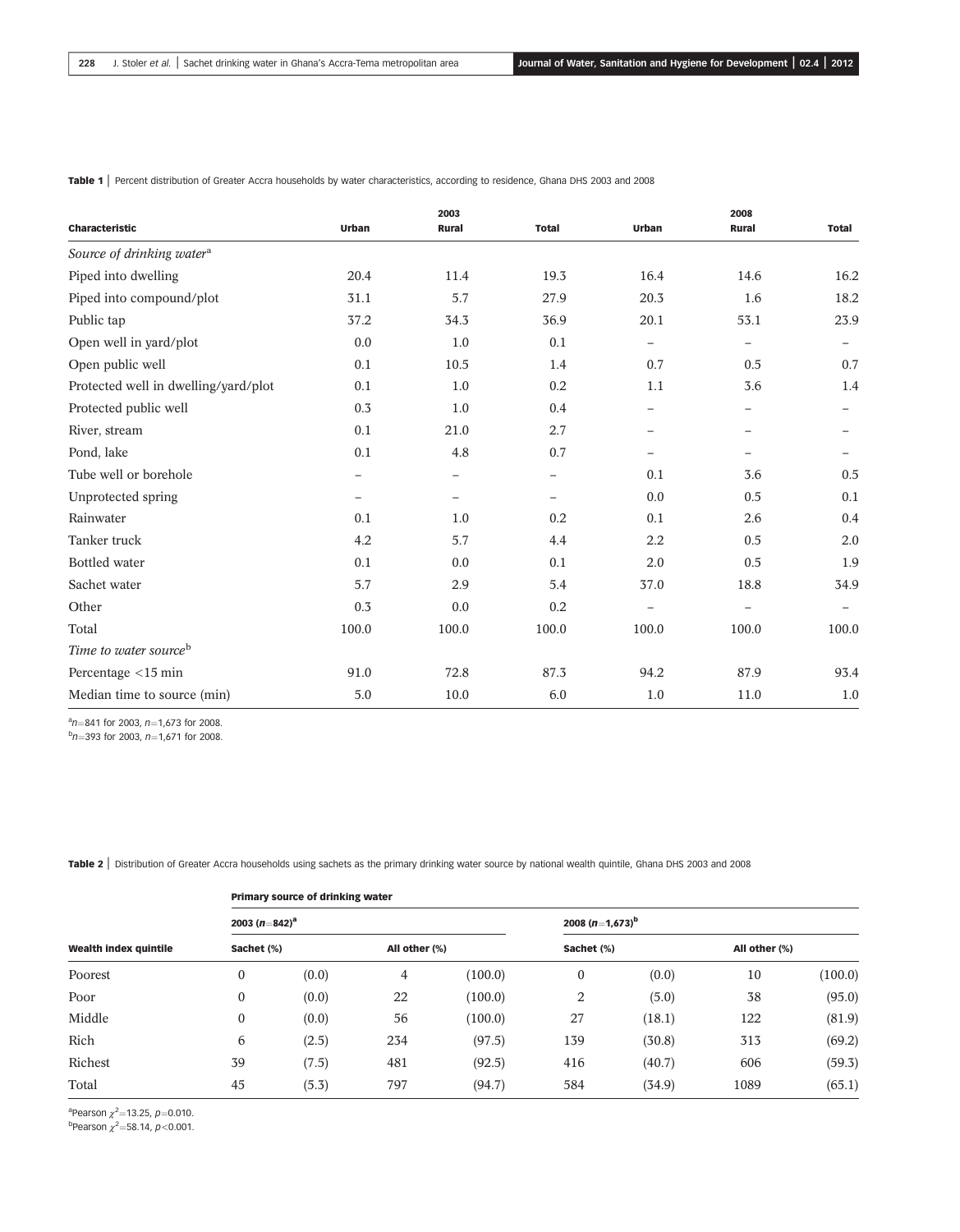**Table 1** | Percent distribution of Greater Accra households by water characteristics, according to residence, Ghana DHS 2003 and 2008

| Characteristic | 2003 Urban | 2003 Rural | 2003 Total | 2008 Urban | 2008 Rural | 2008 Total |
|---|---|---|---|---|---|---|
| *Source of drinking water*[a] | | | | | | |
| Piped into dwelling | 20.4 | 11.4 | 19.3 | 16.4 | 14.6 | 16.2 |
| Piped into compound/plot | 31.1 | 5.7 | 27.9 | 20.3 | 1.6 | 18.2 |
| Public tap | 37.2 | 34.3 | 36.9 | 20.1 | 53.1 | 23.9 |
| Open well in yard/plot | 0.0 | 1.0 | 0.1 | – | – | – |
| Open public well | 0.1 | 10.5 | 1.4 | 0.7 | 0.5 | 0.7 |
| Protected well in dwelling/yard/plot | 0.1 | 1.0 | 0.2 | 1.1 | 3.6 | 1.4 |
| Protected public well | 0.3 | 1.0 | 0.4 | – | – | – |
| River, stream | 0.1 | 21.0 | 2.7 | – | – | – |
| Pond, lake | 0.1 | 4.8 | 0.7 | – | – | – |
| Tube well or borehole | – | – | – | 0.1 | 3.6 | 0.5 |
| Unprotected spring | – | – | – | 0.0 | 0.5 | 0.1 |
| Rainwater | 0.1 | 1.0 | 0.2 | 0.1 | 2.6 | 0.4 |
| Tanker truck | 4.2 | 5.7 | 4.4 | 2.2 | 0.5 | 2.0 |
| Bottled water | 0.1 | 0.0 | 0.1 | 2.0 | 0.5 | 1.9 |
| Sachet water | 5.7 | 2.9 | 5.4 | 37.0 | 18.8 | 34.9 |
| Other | 0.3 | 0.0 | 0.2 | – | – | – |
| Total | 100.0 | 100.0 | 100.0 | 100.0 | 100.0 | 100.0 |
| *Time to water source*[b] | | | | | | |
| Percentage <15 min | 91.0 | 72.8 | 87.3 | 94.2 | 87.9 | 93.4 |
| Median time to source (min) | 5.0 | 10.0 | 6.0 | 1.0 | 11.0 | 1.0 |

[a] $n=841$ for 2003, $n=1{,}673$ for 2008.
[b] $n=393$ for 2003, $n=1{,}671$ for 2008.

**Table 2** | Distribution of Greater Accra households using sachets as the primary drinking water source by national wealth quintile, Ghana DHS 2003 and 2008

| Wealth index quintile | 2003 ($n=842$)[a] Sachet (%) | | 2003 All other (%) | | 2008 ($n=1{,}673$)[b] Sachet (%) | | 2008 All other (%) | |
|---|---|---|---|---|---|---|---|---|
| Poorest | 0 | (0.0) | 4 | (100.0) | 0 | (0.0) | 10 | (100.0) |
| Poor | 0 | (0.0) | 22 | (100.0) | 2 | (5.0) | 38 | (95.0) |
| Middle | 0 | (0.0) | 56 | (100.0) | 27 | (18.1) | 122 | (81.9) |
| Rich | 6 | (2.5) | 234 | (97.5) | 139 | (30.8) | 313 | (69.2) |
| Richest | 39 | (7.5) | 481 | (92.5) | 416 | (40.7) | 606 | (59.3) |
| Total | 45 | (5.3) | 797 | (94.7) | 584 | (34.9) | 1089 | (65.1) |

[a] Pearson $\chi^2=13.25$, $p=0.010$.
[b] Pearson $\chi^2=58.14$, $p<0.001$.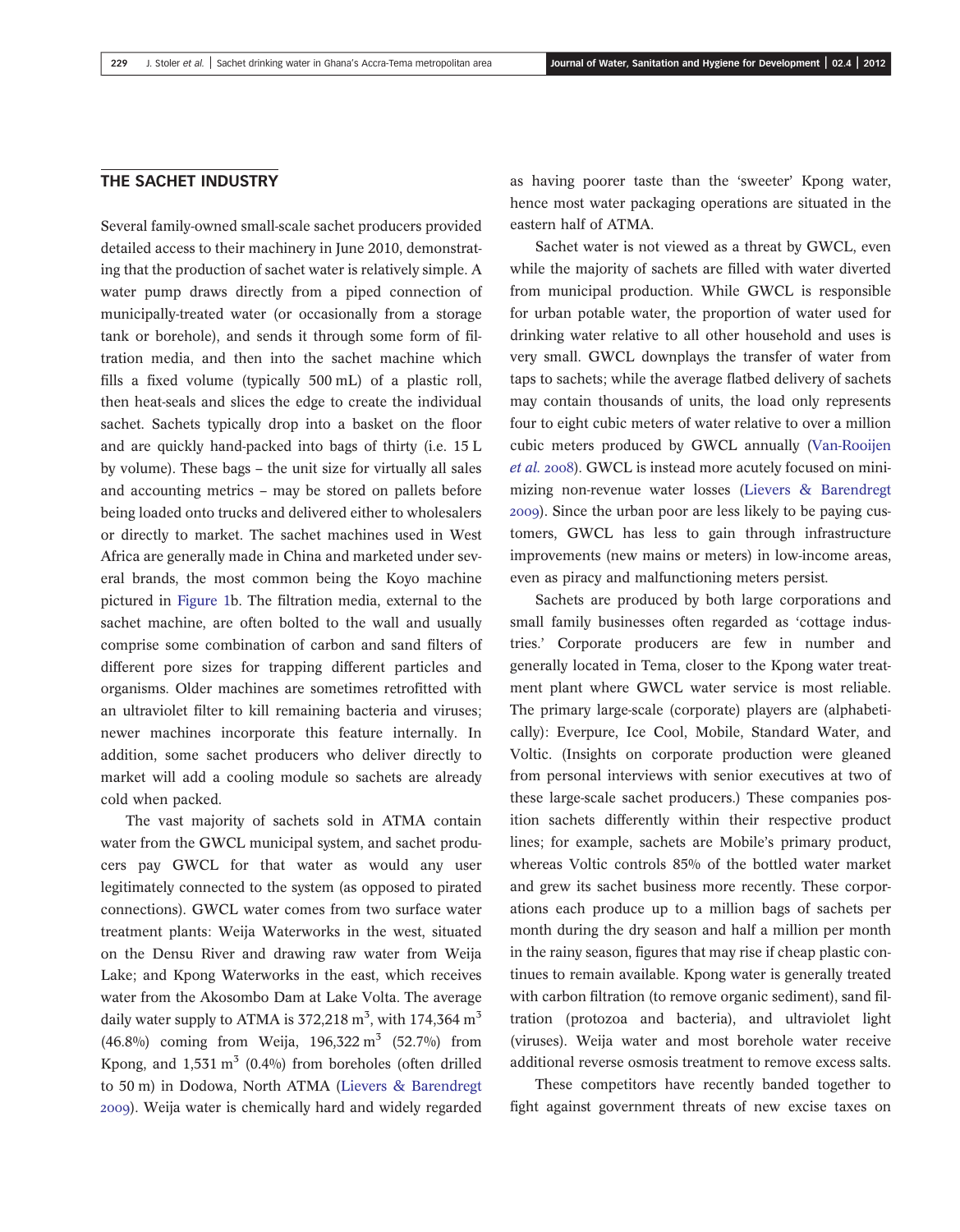## THE SACHET INDUSTRY

Several family-owned small-scale sachet producers provided detailed access to their machinery in June 2010, demonstrating that the production of sachet water is relatively simple. A water pump draws directly from a piped connection of municipally-treated water (or occasionally from a storage tank or borehole), and sends it through some form of filtration media, and then into the sachet machine which fills a fixed volume (typically 500 mL) of a plastic roll, then heat-seals and slices the edge to create the individual sachet. Sachets typically drop into a basket on the floor and are quickly hand-packed into bags of thirty (i.e. 15 L by volume). These bags – the unit size for virtually all sales and accounting metrics – may be stored on pallets before being loaded onto trucks and delivered either to wholesalers or directly to market. The sachet machines used in West Africa are generally made in China and marketed under several brands, the most common being the Koyo machine pictured in Figure 1b. The filtration media, external to the sachet machine, are often bolted to the wall and usually comprise some combination of carbon and sand filters of different pore sizes for trapping different particles and organisms. Older machines are sometimes retrofitted with an ultraviolet filter to kill remaining bacteria and viruses; newer machines incorporate this feature internally. In addition, some sachet producers who deliver directly to market will add a cooling module so sachets are already cold when packed.

The vast majority of sachets sold in ATMA contain water from the GWCL municipal system, and sachet producers pay GWCL for that water as would any user legitimately connected to the system (as opposed to pirated connections). GWCL water comes from two surface water treatment plants: Weija Waterworks in the west, situated on the Densu River and drawing raw water from Weija Lake; and Kpong Waterworks in the east, which receives water from the Akosombo Dam at Lake Volta. The average daily water supply to ATMA is 372,218 $m^3$, with 174,364 $m^3$ (46.8%) coming from Weija, 196,322 $m^3$ (52.7%) from Kpong, and 1,531 $m^3$ (0.4%) from boreholes (often drilled to 50 m) in Dodowa, North ATMA (Lievers & Barendregt 2009). Weija water is chemically hard and widely regarded as having poorer taste than the 'sweeter' Kpong water, hence most water packaging operations are situated in the eastern half of ATMA.

Sachet water is not viewed as a threat by GWCL, even while the majority of sachets are filled with water diverted from municipal production. While GWCL is responsible for urban potable water, the proportion of water used for drinking water relative to all other household and uses is very small. GWCL downplays the transfer of water from taps to sachets; while the average flatbed delivery of sachets may contain thousands of units, the load only represents four to eight cubic meters of water relative to over a million cubic meters produced by GWCL annually (Van-Rooijen *et al.* 2008). GWCL is instead more acutely focused on minimizing non-revenue water losses (Lievers & Barendregt 2009). Since the urban poor are less likely to be paying customers, GWCL has less to gain through infrastructure improvements (new mains or meters) in low-income areas, even as piracy and malfunctioning meters persist.

Sachets are produced by both large corporations and small family businesses often regarded as 'cottage industries.' Corporate producers are few in number and generally located in Tema, closer to the Kpong water treatment plant where GWCL water service is most reliable. The primary large-scale (corporate) players are (alphabetically): Everpure, Ice Cool, Mobile, Standard Water, and Voltic. (Insights on corporate production were gleaned from personal interviews with senior executives at two of these large-scale sachet producers.) These companies position sachets differently within their respective product lines; for example, sachets are Mobile's primary product, whereas Voltic controls 85% of the bottled water market and grew its sachet business more recently. These corporations each produce up to a million bags of sachets per month during the dry season and half a million per month in the rainy season, figures that may rise if cheap plastic continues to remain available. Kpong water is generally treated with carbon filtration (to remove organic sediment), sand filtration (protozoa and bacteria), and ultraviolet light (viruses). Weija water and most borehole water receive additional reverse osmosis treatment to remove excess salts.

These competitors have recently banded together to fight against government threats of new excise taxes on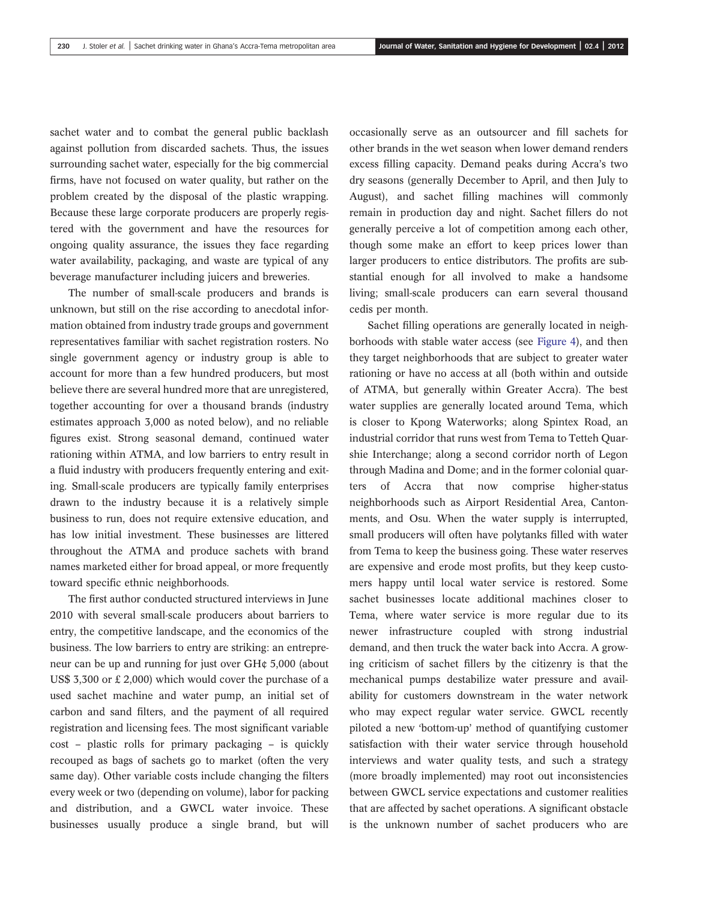sachet water and to combat the general public backlash against pollution from discarded sachets. Thus, the issues surrounding sachet water, especially for the big commercial firms, have not focused on water quality, but rather on the problem created by the disposal of the plastic wrapping. Because these large corporate producers are properly registered with the government and have the resources for ongoing quality assurance, the issues they face regarding water availability, packaging, and waste are typical of any beverage manufacturer including juicers and breweries.

The number of small-scale producers and brands is unknown, but still on the rise according to anecdotal information obtained from industry trade groups and government representatives familiar with sachet registration rosters. No single government agency or industry group is able to account for more than a few hundred producers, but most believe there are several hundred more that are unregistered, together accounting for over a thousand brands (industry estimates approach 3,000 as noted below), and no reliable figures exist. Strong seasonal demand, continued water rationing within ATMA, and low barriers to entry result in a fluid industry with producers frequently entering and exiting. Small-scale producers are typically family enterprises drawn to the industry because it is a relatively simple business to run, does not require extensive education, and has low initial investment. These businesses are littered throughout the ATMA and produce sachets with brand names marketed either for broad appeal, or more frequently toward specific ethnic neighborhoods.

The first author conducted structured interviews in June 2010 with several small-scale producers about barriers to entry, the competitive landscape, and the economics of the business. The low barriers to entry are striking: an entrepreneur can be up and running for just over GH¢ 5,000 (about US$ 3,300 or £ 2,000) which would cover the purchase of a used sachet machine and water pump, an initial set of carbon and sand filters, and the payment of all required registration and licensing fees. The most significant variable cost – plastic rolls for primary packaging – is quickly recouped as bags of sachets go to market (often the very same day). Other variable costs include changing the filters every week or two (depending on volume), labor for packing and distribution, and a GWCL water invoice. These businesses usually produce a single brand, but will occasionally serve as an outsourcer and fill sachets for other brands in the wet season when lower demand renders excess filling capacity. Demand peaks during Accra's two dry seasons (generally December to April, and then July to August), and sachet filling machines will commonly remain in production day and night. Sachet fillers do not generally perceive a lot of competition among each other, though some make an effort to keep prices lower than larger producers to entice distributors. The profits are substantial enough for all involved to make a handsome living; small-scale producers can earn several thousand cedis per month.

Sachet filling operations are generally located in neighborhoods with stable water access (see Figure 4), and then they target neighborhoods that are subject to greater water rationing or have no access at all (both within and outside of ATMA, but generally within Greater Accra). The best water supplies are generally located around Tema, which is closer to Kpong Waterworks; along Spintex Road, an industrial corridor that runs west from Tema to Tetteh Quarshie Interchange; along a second corridor north of Legon through Madina and Dome; and in the former colonial quarters of Accra that now comprise higher-status neighborhoods such as Airport Residential Area, Cantonments, and Osu. When the water supply is interrupted, small producers will often have polytanks filled with water from Tema to keep the business going. These water reserves are expensive and erode most profits, but they keep customers happy until local water service is restored. Some sachet businesses locate additional machines closer to Tema, where water service is more regular due to its newer infrastructure coupled with strong industrial demand, and then truck the water back into Accra. A growing criticism of sachet fillers by the citizenry is that the mechanical pumps destabilize water pressure and availability for customers downstream in the water network who may expect regular water service. GWCL recently piloted a new 'bottom-up' method of quantifying customer satisfaction with their water service through household interviews and water quality tests, and such a strategy (more broadly implemented) may root out inconsistencies between GWCL service expectations and customer realities that are affected by sachet operations. A significant obstacle is the unknown number of sachet producers who are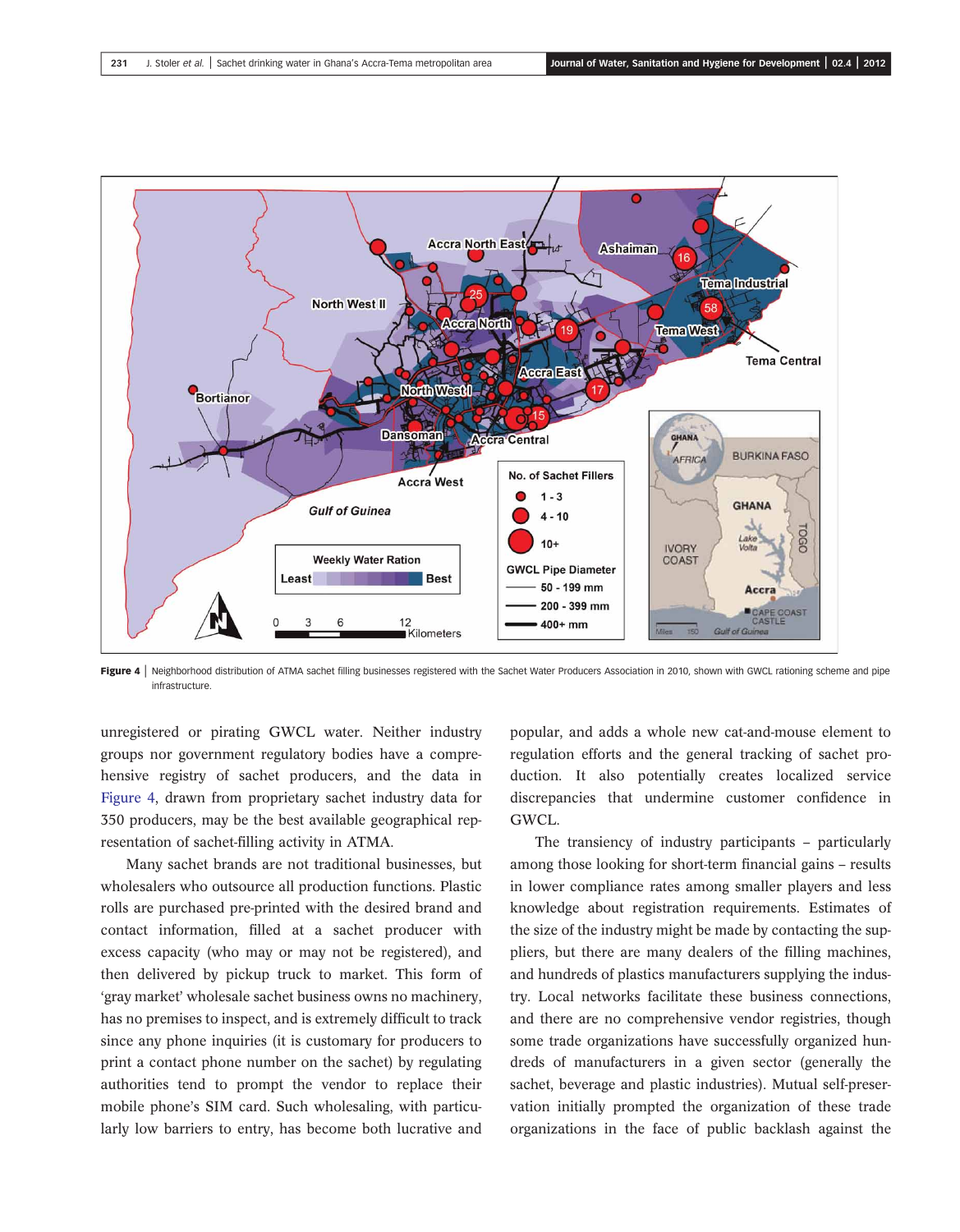Figure 4 | Neighborhood distribution of ATMA sachet filling businesses registered with the Sachet Water Producers Association in 2010, shown with GWCL rationing scheme and pipe infrastructure.

unregistered or pirating GWCL water. Neither industry groups nor government regulatory bodies have a comprehensive registry of sachet producers, and the data in Figure 4, drawn from proprietary sachet industry data for 350 producers, may be the best available geographical representation of sachet-filling activity in ATMA.

Many sachet brands are not traditional businesses, but wholesalers who outsource all production functions. Plastic rolls are purchased pre-printed with the desired brand and contact information, filled at a sachet producer with excess capacity (who may or may not be registered), and then delivered by pickup truck to market. This form of 'gray market' wholesale sachet business owns no machinery, has no premises to inspect, and is extremely difficult to track since any phone inquiries (it is customary for producers to print a contact phone number on the sachet) by regulating authorities tend to prompt the vendor to replace their mobile phone's SIM card. Such wholesaling, with particularly low barriers to entry, has become both lucrative and popular, and adds a whole new cat-and-mouse element to regulation efforts and the general tracking of sachet production. It also potentially creates localized service discrepancies that undermine customer confidence in GWCL.

The transiency of industry participants – particularly among those looking for short-term financial gains – results in lower compliance rates among smaller players and less knowledge about registration requirements. Estimates of the size of the industry might be made by contacting the suppliers, but there are many dealers of the filling machines, and hundreds of plastics manufacturers supplying the industry. Local networks facilitate these business connections, and there are no comprehensive vendor registries, though some trade organizations have successfully organized hundreds of manufacturers in a given sector (generally the sachet, beverage and plastic industries). Mutual self-preservation initially prompted the organization of these trade organizations in the face of public backlash against the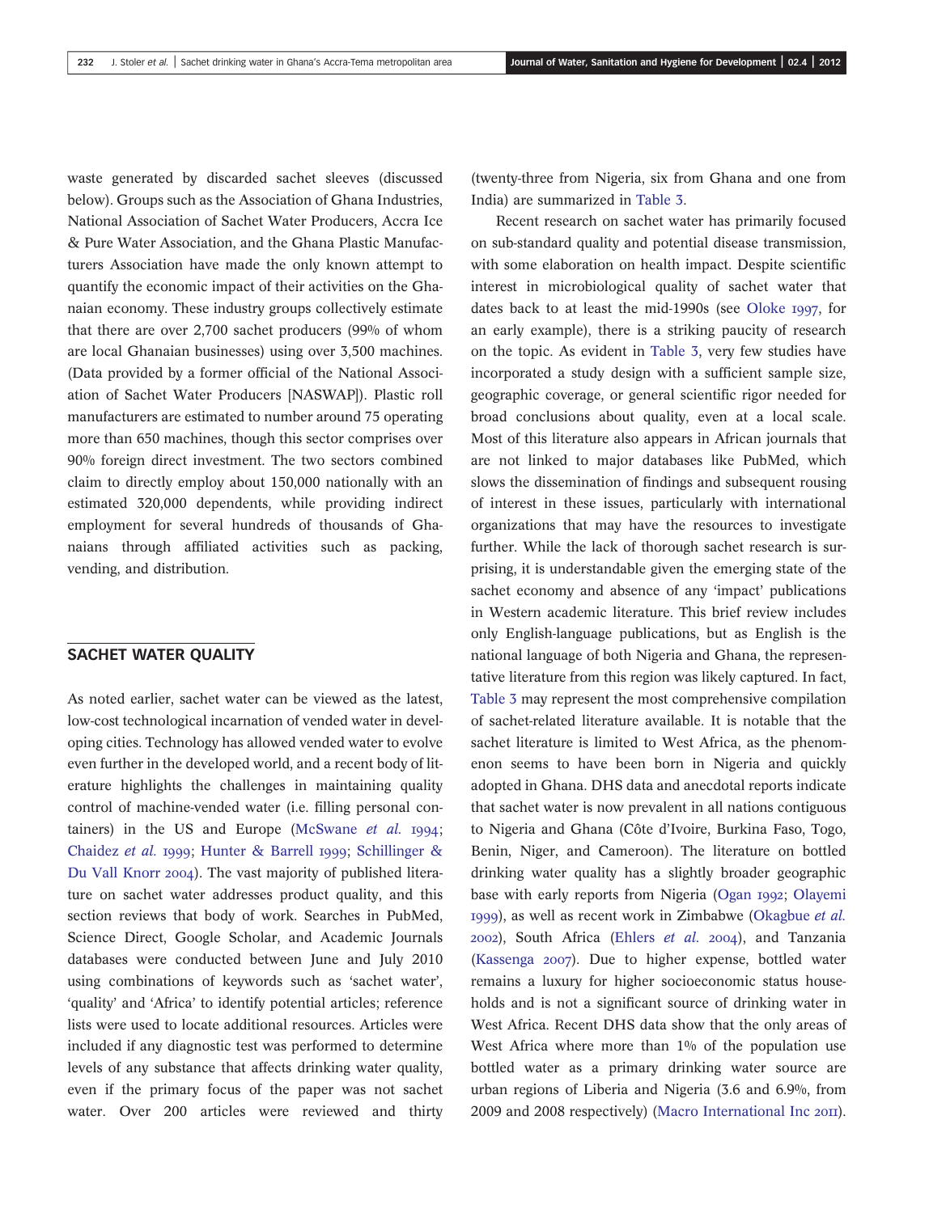waste generated by discarded sachet sleeves (discussed below). Groups such as the Association of Ghana Industries, National Association of Sachet Water Producers, Accra Ice & Pure Water Association, and the Ghana Plastic Manufacturers Association have made the only known attempt to quantify the economic impact of their activities on the Ghanaian economy. These industry groups collectively estimate that there are over 2,700 sachet producers (99% of whom are local Ghanaian businesses) using over 3,500 machines. (Data provided by a former official of the National Association of Sachet Water Producers [NASWAP]). Plastic roll manufacturers are estimated to number around 75 operating more than 650 machines, though this sector comprises over 90% foreign direct investment. The two sectors combined claim to directly employ about 150,000 nationally with an estimated 320,000 dependents, while providing indirect employment for several hundreds of thousands of Ghanaians through affiliated activities such as packing, vending, and distribution.

## SACHET WATER QUALITY

As noted earlier, sachet water can be viewed as the latest, low-cost technological incarnation of vended water in developing cities. Technology has allowed vended water to evolve even further in the developed world, and a recent body of literature highlights the challenges in maintaining quality control of machine-vended water (i.e. filling personal containers) in the US and Europe (McSwane *et al.* 1994; Chaidez *et al.* 1999; Hunter & Barrell 1999; Schillinger & Du Vall Knorr 2004). The vast majority of published literature on sachet water addresses product quality, and this section reviews that body of work. Searches in PubMed, Science Direct, Google Scholar, and Academic Journals databases were conducted between June and July 2010 using combinations of keywords such as 'sachet water', 'quality' and 'Africa' to identify potential articles; reference lists were used to locate additional resources. Articles were included if any diagnostic test was performed to determine levels of any substance that affects drinking water quality, even if the primary focus of the paper was not sachet water. Over 200 articles were reviewed and thirty (twenty-three from Nigeria, six from Ghana and one from India) are summarized in Table 3.

Recent research on sachet water has primarily focused on sub-standard quality and potential disease transmission, with some elaboration on health impact. Despite scientific interest in microbiological quality of sachet water that dates back to at least the mid-1990s (see Oloke 1997, for an early example), there is a striking paucity of research on the topic. As evident in Table 3, very few studies have incorporated a study design with a sufficient sample size, geographic coverage, or general scientific rigor needed for broad conclusions about quality, even at a local scale. Most of this literature also appears in African journals that are not linked to major databases like PubMed, which slows the dissemination of findings and subsequent rousing of interest in these issues, particularly with international organizations that may have the resources to investigate further. While the lack of thorough sachet research is surprising, it is understandable given the emerging state of the sachet economy and absence of any 'impact' publications in Western academic literature. This brief review includes only English-language publications, but as English is the national language of both Nigeria and Ghana, the representative literature from this region was likely captured. In fact, Table 3 may represent the most comprehensive compilation of sachet-related literature available. It is notable that the sachet literature is limited to West Africa, as the phenomenon seems to have been born in Nigeria and quickly adopted in Ghana. DHS data and anecdotal reports indicate that sachet water is now prevalent in all nations contiguous to Nigeria and Ghana (Côte d'Ivoire, Burkina Faso, Togo, Benin, Niger, and Cameroon). The literature on bottled drinking water quality has a slightly broader geographic base with early reports from Nigeria (Ogan 1992; Olayemi 1999), as well as recent work in Zimbabwe (Okagbue *et al.* 2002), South Africa (Ehlers *et al.* 2004), and Tanzania (Kassenga 2007). Due to higher expense, bottled water remains a luxury for higher socioeconomic status households and is not a significant source of drinking water in West Africa. Recent DHS data show that the only areas of West Africa where more than 1% of the population use bottled water as a primary drinking water source are urban regions of Liberia and Nigeria (3.6 and 6.9%, from 2009 and 2008 respectively) (Macro International Inc 2011).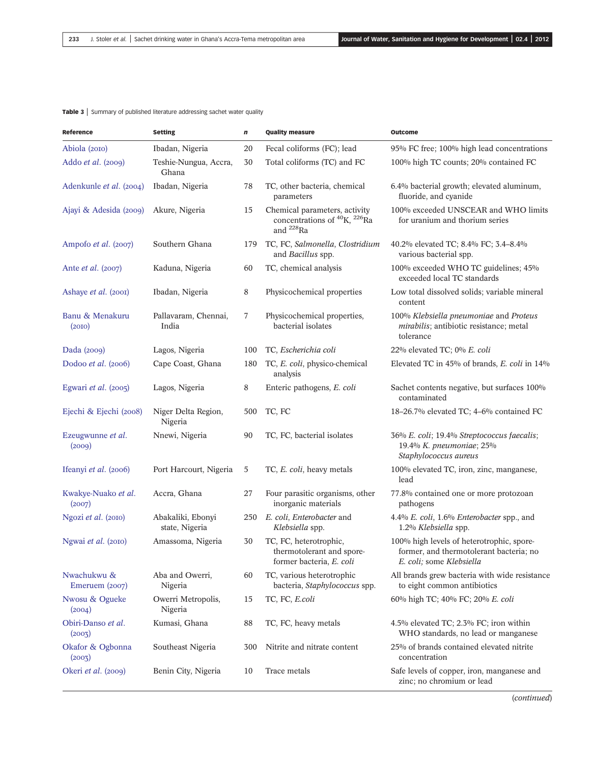**Table 3** | Summary of published literature addressing sachet water quality

| Reference | Setting | *n* | Quality measure | Outcome |
|---|---|---|---|---|
| Abiola (2010) | Ibadan, Nigeria | 20 | Fecal coliforms (FC); lead | 95% FC free; 100% high lead concentrations |
| Addo *et al.* (2009) | Teshie-Nungua, Accra, Ghana | 30 | Total coliforms (TC) and FC | 100% high TC counts; 20% contained FC |
| Adenkunle *et al.* (2004) | Ibadan, Nigeria | 78 | TC, other bacteria, chemical parameters | 6.4% bacterial growth; elevated aluminum, fluoride, and cyanide |
| Ajayi & Adesida (2009) | Akure, Nigeria | 15 | Chemical parameters, activity concentrations of $^{40}$K, $^{226}$Ra and $^{228}$Ra | 100% exceeded UNSCEAR and WHO limits for uranium and thorium series |
| Ampofo *et al.* (2007) | Southern Ghana | 179 | TC, FC, *Salmonella*, *Clostridium* and *Bacillus* spp. | 40.2% elevated TC; 8.4% FC; 3.4–8.4% various bacterial spp. |
| Ante *et al.* (2007) | Kaduna, Nigeria | 60 | TC, chemical analysis | 100% exceeded WHO TC guidelines; 45% exceeded local TC standards |
| Ashaye *et al.* (2001) | Ibadan, Nigeria | 8 | Physicochemical properties | Low total dissolved solids; variable mineral content |
| Banu & Menakuru (2010) | Pallavaram, Chennai, India | 7 | Physicochemical properties, bacterial isolates | 100% *Klebsiella pneumoniae* and *Proteus mirabilis*; antibiotic resistance; metal tolerance |
| Dada (2009) | Lagos, Nigeria | 100 | TC, *Escherichia coli* | 22% elevated TC; 0% *E. coli* |
| Dodoo *et al.* (2006) | Cape Coast, Ghana | 180 | TC, *E. coli*, physico-chemical analysis | Elevated TC in 45% of brands, *E. coli* in 14% |
| Egwari *et al.* (2005) | Lagos, Nigeria | 8 | Enteric pathogens, *E. coli* | Sachet contents negative, but surfaces 100% contaminated |
| Ejechi & Ejechi (2008) | Niger Delta Region, Nigeria | 500 | TC, FC | 18–26.7% elevated TC; 4–6% contained FC |
| Ezeugwunne *et al.* (2009) | Nnewi, Nigeria | 90 | TC, FC, bacterial isolates | 36% *E. coli*; 19.4% *Streptococcus faecalis*; 19.4% *K. pneumoniae*; 25% *Staphylococcus aureus* |
| Ifeanyi *et al.* (2006) | Port Harcourt, Nigeria | 5 | TC, *E. coli*, heavy metals | 100% elevated TC, iron, zinc, manganese, lead |
| Kwakye-Nuako *et al.* (2007) | Accra, Ghana | 27 | Four parasitic organisms, other inorganic materials | 77.8% contained one or more protozoan pathogens |
| Ngozi *et al.* (2010) | Abakaliki, Ebonyi state, Nigeria | 250 | *E. coli*, *Enterobacter* and *Klebsiella* spp. | 4.4% *E. coli*, 1.6% *Enterobacter* spp., and 1.2% *Klebsiella* spp. |
| Ngwai *et al.* (2010) | Amassoma, Nigeria | 30 | TC, FC, heterotrophic, thermotolerant and spore-former bacteria, *E. coli* | 100% high levels of heterotrophic, spore-former, and thermotolerant bacteria; no *E. coli;* some *Klebsiella* |
| Nwachukwu & Emeruem (2007) | Aba and Owerri, Nigeria | 60 | TC, various heterotrophic bacteria, *Staphylococcus* spp. | All brands grew bacteria with wide resistance to eight common antibiotics |
| Nwosu & Ogueke (2004) | Owerri Metropolis, Nigeria | 15 | TC, FC, *E.coli* | 60% high TC; 40% FC; 20% *E. coli* |
| Obiri-Danso *et al.* (2003) | Kumasi, Ghana | 88 | TC, FC, heavy metals | 4.5% elevated TC; 2.3% FC; iron within WHO standards, no lead or manganese |
| Okafor & Ogbonna (2003) | Southeast Nigeria | 300 | Nitrite and nitrate content | 25% of brands contained elevated nitrite concentration |
| Okeri *et al.* (2009) | Benin City, Nigeria | 10 | Trace metals | Safe levels of copper, iron, manganese and zinc; no chromium or lead |

(*continued*)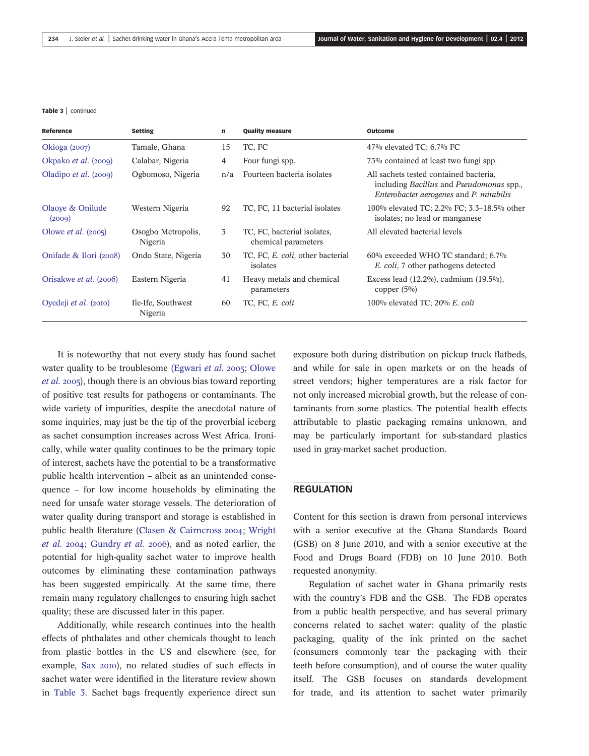**Table 3** | continued

| Reference | Setting | *n* | Quality measure | Outcome |
|---|---|---|---|---|
| Okioga (2007) | Tamale, Ghana | 15 | TC, FC | 47% elevated TC; 6.7% FC |
| Okpako *et al.* (2009) | Calabar, Nigeria | 4 | Four fungi spp. | 75% contained at least two fungi spp. |
| Oladipo *et al.* (2009) | Ogbomoso, Nigeria | n/a | Fourteen bacteria isolates | All sachets tested contained bacteria, including *Bacillus* and *Pseudomonas* spp., *Enterobacter aerogenes* and *P. mirabilis* |
| Olaoye & Onilude (2009) | Western Nigeria | 92 | TC, FC, 11 bacterial isolates | 100% elevated TC; 2.2% FC; 3.3–18.5% other isolates; no lead or manganese |
| Olowe *et al.* (2005) | Osogbo Metropolis, Nigeria | 3 | TC, FC, bacterial isolates, chemical parameters | All elevated bacterial levels |
| Onifade & Ilori (2008) | Ondo State, Nigeria | 30 | TC, FC, *E. coli*, other bacterial isolates | 60% exceeded WHO TC standard; 6.7% *E. coli*, 7 other pathogens detected |
| Orisakwe *et al.* (2006) | Eastern Nigeria | 41 | Heavy metals and chemical parameters | Excess lead (12.2%), cadmium (19.5%), copper (5%) |
| Oyedeji *et al.* (2010) | Ile-Ife, Southwest Nigeria | 60 | TC, FC, *E. coli* | 100% elevated TC; 20% *E. coli* |

It is noteworthy that not every study has found sachet water quality to be troublesome (Egwari *et al.* 2005; Olowe *et al.* 2005), though there is an obvious bias toward reporting of positive test results for pathogens or contaminants. The wide variety of impurities, despite the anecdotal nature of some inquiries, may just be the tip of the proverbial iceberg as sachet consumption increases across West Africa. Ironically, while water quality continues to be the primary topic of interest, sachets have the potential to be a transformative public health intervention – albeit as an unintended consequence – for low income households by eliminating the need for unsafe water storage vessels. The deterioration of water quality during transport and storage is established in public health literature (Clasen & Cairncross 2004; Wright *et al.* 2004; Gundry *et al.* 2006), and as noted earlier, the potential for high-quality sachet water to improve health outcomes by eliminating these contamination pathways has been suggested empirically. At the same time, there remain many regulatory challenges to ensuring high sachet quality; these are discussed later in this paper.

Additionally, while research continues into the health effects of phthalates and other chemicals thought to leach from plastic bottles in the US and elsewhere (see, for example, Sax 2010), no related studies of such effects in sachet water were identified in the literature review shown in Table 3. Sachet bags frequently experience direct sun exposure both during distribution on pickup truck flatbeds, and while for sale in open markets or on the heads of street vendors; higher temperatures are a risk factor for not only increased microbial growth, but the release of contaminants from some plastics. The potential health effects attributable to plastic packaging remains unknown, and may be particularly important for sub-standard plastics used in gray-market sachet production.

## REGULATION

Content for this section is drawn from personal interviews with a senior executive at the Ghana Standards Board (GSB) on 8 June 2010, and with a senior executive at the Food and Drugs Board (FDB) on 10 June 2010. Both requested anonymity.

Regulation of sachet water in Ghana primarily rests with the country's FDB and the GSB. The FDB operates from a public health perspective, and has several primary concerns related to sachet water: quality of the plastic packaging, quality of the ink printed on the sachet (consumers commonly tear the packaging with their teeth before consumption), and of course the water quality itself. The GSB focuses on standards development for trade, and its attention to sachet water primarily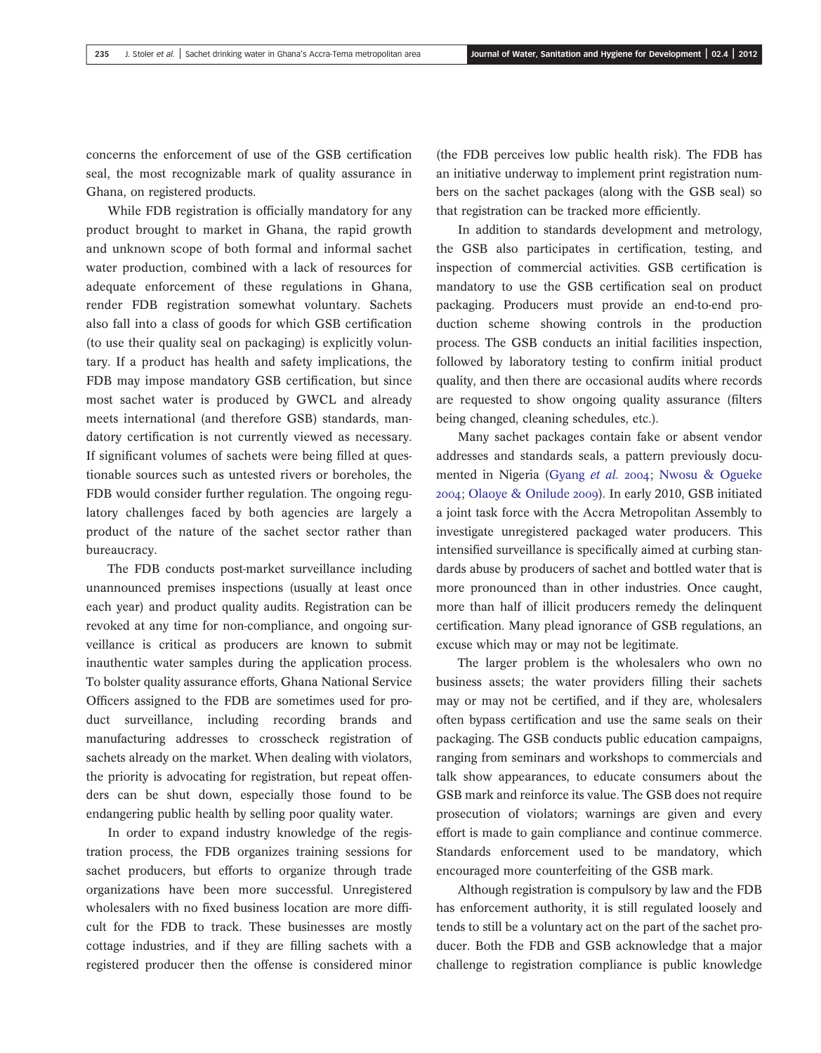concerns the enforcement of use of the GSB certification seal, the most recognizable mark of quality assurance in Ghana, on registered products.

While FDB registration is officially mandatory for any product brought to market in Ghana, the rapid growth and unknown scope of both formal and informal sachet water production, combined with a lack of resources for adequate enforcement of these regulations in Ghana, render FDB registration somewhat voluntary. Sachets also fall into a class of goods for which GSB certification (to use their quality seal on packaging) is explicitly voluntary. If a product has health and safety implications, the FDB may impose mandatory GSB certification, but since most sachet water is produced by GWCL and already meets international (and therefore GSB) standards, mandatory certification is not currently viewed as necessary. If significant volumes of sachets were being filled at questionable sources such as untested rivers or boreholes, the FDB would consider further regulation. The ongoing regulatory challenges faced by both agencies are largely a product of the nature of the sachet sector rather than bureaucracy.

The FDB conducts post-market surveillance including unannounced premises inspections (usually at least once each year) and product quality audits. Registration can be revoked at any time for non-compliance, and ongoing surveillance is critical as producers are known to submit inauthentic water samples during the application process. To bolster quality assurance efforts, Ghana National Service Officers assigned to the FDB are sometimes used for product surveillance, including recording brands and manufacturing addresses to crosscheck registration of sachets already on the market. When dealing with violators, the priority is advocating for registration, but repeat offenders can be shut down, especially those found to be endangering public health by selling poor quality water.

In order to expand industry knowledge of the registration process, the FDB organizes training sessions for sachet producers, but efforts to organize through trade organizations have been more successful. Unregistered wholesalers with no fixed business location are more difficult for the FDB to track. These businesses are mostly cottage industries, and if they are filling sachets with a registered producer then the offense is considered minor (the FDB perceives low public health risk). The FDB has an initiative underway to implement print registration numbers on the sachet packages (along with the GSB seal) so that registration can be tracked more efficiently.

In addition to standards development and metrology, the GSB also participates in certification, testing, and inspection of commercial activities. GSB certification is mandatory to use the GSB certification seal on product packaging. Producers must provide an end-to-end production scheme showing controls in the production process. The GSB conducts an initial facilities inspection, followed by laboratory testing to confirm initial product quality, and then there are occasional audits where records are requested to show ongoing quality assurance (filters being changed, cleaning schedules, etc.).

Many sachet packages contain fake or absent vendor addresses and standards seals, a pattern previously documented in Nigeria (Gyang *et al.* 2004; Nwosu & Ogueke 2004; Olaoye & Onilude 2009). In early 2010, GSB initiated a joint task force with the Accra Metropolitan Assembly to investigate unregistered packaged water producers. This intensified surveillance is specifically aimed at curbing standards abuse by producers of sachet and bottled water that is more pronounced than in other industries. Once caught, more than half of illicit producers remedy the delinquent certification. Many plead ignorance of GSB regulations, an excuse which may or may not be legitimate.

The larger problem is the wholesalers who own no business assets; the water providers filling their sachets may or may not be certified, and if they are, wholesalers often bypass certification and use the same seals on their packaging. The GSB conducts public education campaigns, ranging from seminars and workshops to commercials and talk show appearances, to educate consumers about the GSB mark and reinforce its value. The GSB does not require prosecution of violators; warnings are given and every effort is made to gain compliance and continue commerce. Standards enforcement used to be mandatory, which encouraged more counterfeiting of the GSB mark.

Although registration is compulsory by law and the FDB has enforcement authority, it is still regulated loosely and tends to still be a voluntary act on the part of the sachet producer. Both the FDB and GSB acknowledge that a major challenge to registration compliance is public knowledge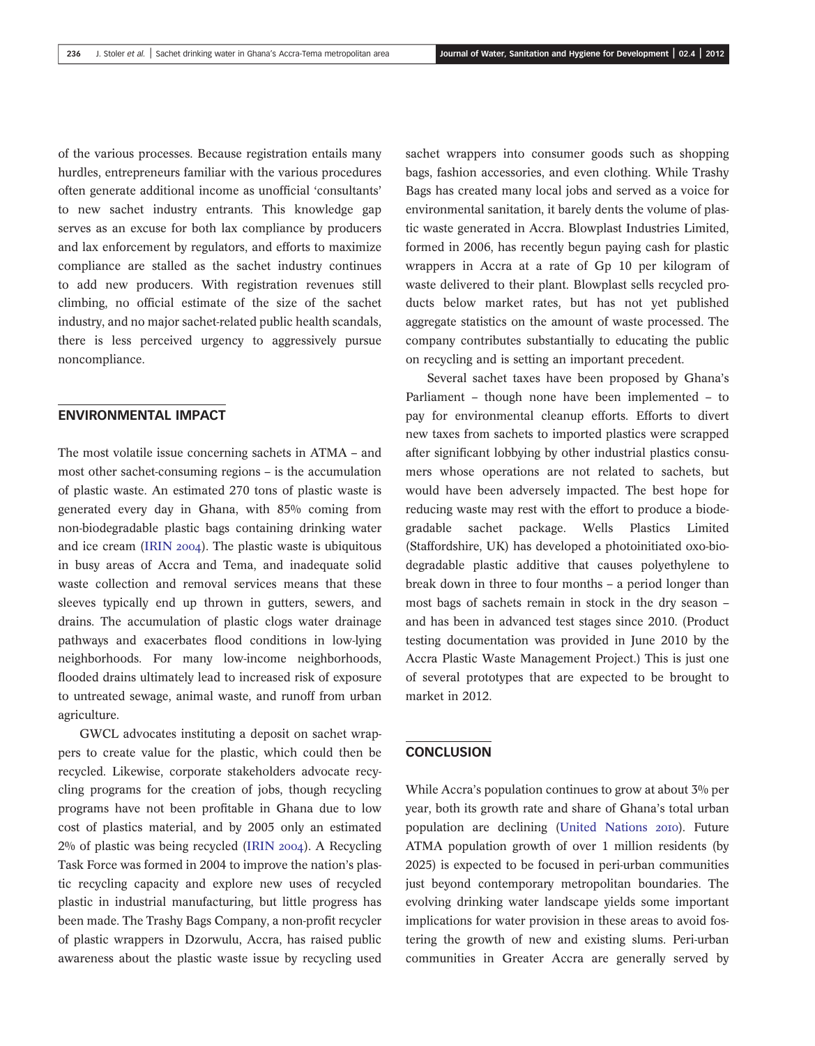of the various processes. Because registration entails many hurdles, entrepreneurs familiar with the various procedures often generate additional income as unofficial 'consultants' to new sachet industry entrants. This knowledge gap serves as an excuse for both lax compliance by producers and lax enforcement by regulators, and efforts to maximize compliance are stalled as the sachet industry continues to add new producers. With registration revenues still climbing, no official estimate of the size of the sachet industry, and no major sachet-related public health scandals, there is less perceived urgency to aggressively pursue noncompliance.

## ENVIRONMENTAL IMPACT

The most volatile issue concerning sachets in ATMA – and most other sachet-consuming regions – is the accumulation of plastic waste. An estimated 270 tons of plastic waste is generated every day in Ghana, with 85% coming from non-biodegradable plastic bags containing drinking water and ice cream (IRIN 2004). The plastic waste is ubiquitous in busy areas of Accra and Tema, and inadequate solid waste collection and removal services means that these sleeves typically end up thrown in gutters, sewers, and drains. The accumulation of plastic clogs water drainage pathways and exacerbates flood conditions in low-lying neighborhoods. For many low-income neighborhoods, flooded drains ultimately lead to increased risk of exposure to untreated sewage, animal waste, and runoff from urban agriculture.

GWCL advocates instituting a deposit on sachet wrappers to create value for the plastic, which could then be recycled. Likewise, corporate stakeholders advocate recycling programs for the creation of jobs, though recycling programs have not been profitable in Ghana due to low cost of plastics material, and by 2005 only an estimated 2% of plastic was being recycled (IRIN 2004). A Recycling Task Force was formed in 2004 to improve the nation's plastic recycling capacity and explore new uses of recycled plastic in industrial manufacturing, but little progress has been made. The Trashy Bags Company, a non-profit recycler of plastic wrappers in Dzorwulu, Accra, has raised public awareness about the plastic waste issue by recycling used sachet wrappers into consumer goods such as shopping bags, fashion accessories, and even clothing. While Trashy Bags has created many local jobs and served as a voice for environmental sanitation, it barely dents the volume of plastic waste generated in Accra. Blowplast Industries Limited, formed in 2006, has recently begun paying cash for plastic wrappers in Accra at a rate of Gp 10 per kilogram of waste delivered to their plant. Blowplast sells recycled products below market rates, but has not yet published aggregate statistics on the amount of waste processed. The company contributes substantially to educating the public on recycling and is setting an important precedent.

Several sachet taxes have been proposed by Ghana's Parliament – though none have been implemented – to pay for environmental cleanup efforts. Efforts to divert new taxes from sachets to imported plastics were scrapped after significant lobbying by other industrial plastics consumers whose operations are not related to sachets, but would have been adversely impacted. The best hope for reducing waste may rest with the effort to produce a biodegradable sachet package. Wells Plastics Limited (Staffordshire, UK) has developed a photoinitiated oxo-biodegradable plastic additive that causes polyethylene to break down in three to four months – a period longer than most bags of sachets remain in stock in the dry season – and has been in advanced test stages since 2010. (Product testing documentation was provided in June 2010 by the Accra Plastic Waste Management Project.) This is just one of several prototypes that are expected to be brought to market in 2012.

## CONCLUSION

While Accra's population continues to grow at about 3% per year, both its growth rate and share of Ghana's total urban population are declining (United Nations 2010). Future ATMA population growth of over 1 million residents (by 2025) is expected to be focused in peri-urban communities just beyond contemporary metropolitan boundaries. The evolving drinking water landscape yields some important implications for water provision in these areas to avoid fostering the growth of new and existing slums. Peri-urban communities in Greater Accra are generally served by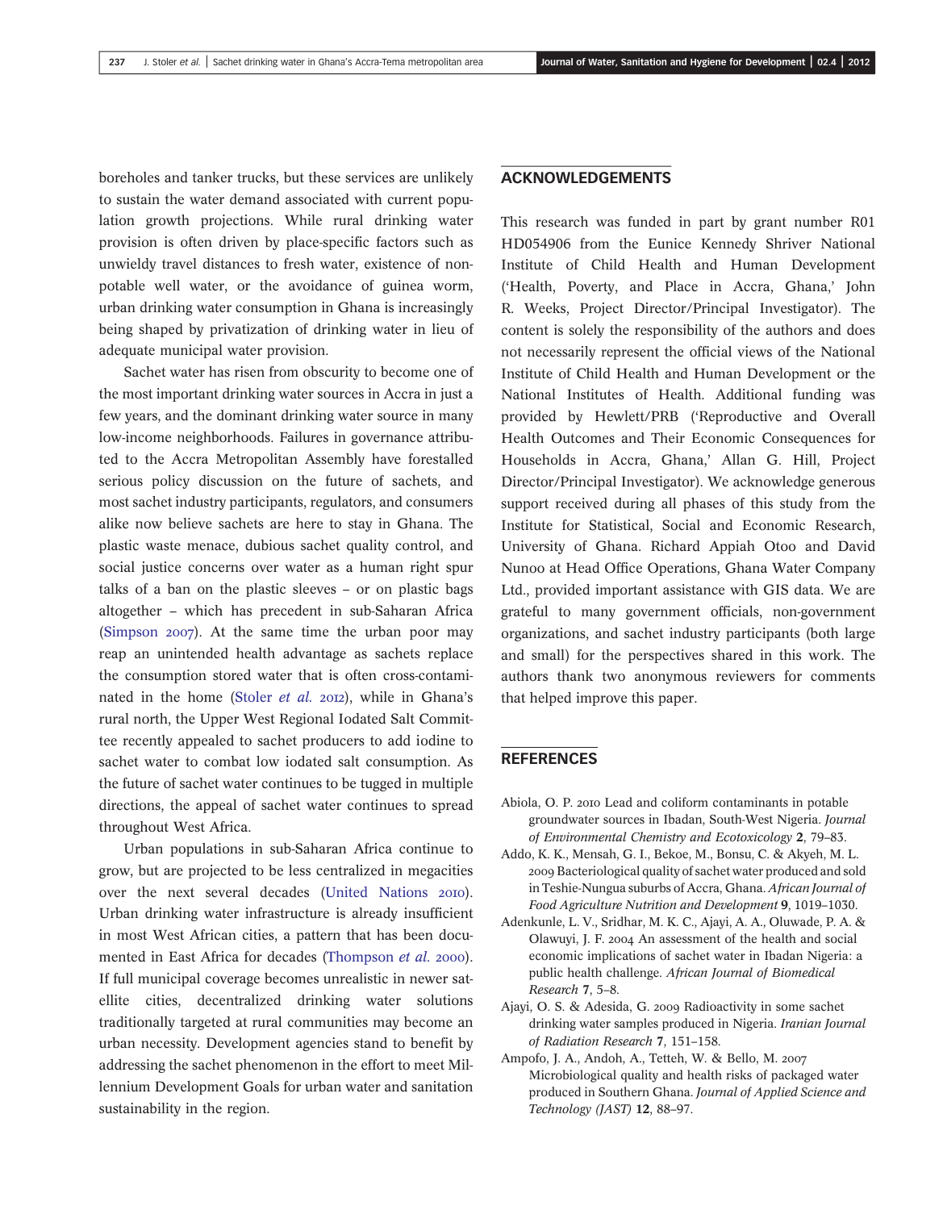boreholes and tanker trucks, but these services are unlikely to sustain the water demand associated with current population growth projections. While rural drinking water provision is often driven by place-specific factors such as unwieldy travel distances to fresh water, existence of non-potable well water, or the avoidance of guinea worm, urban drinking water consumption in Ghana is increasingly being shaped by privatization of drinking water in lieu of adequate municipal water provision.

Sachet water has risen from obscurity to become one of the most important drinking water sources in Accra in just a few years, and the dominant drinking water source in many low-income neighborhoods. Failures in governance attributed to the Accra Metropolitan Assembly have forestalled serious policy discussion on the future of sachets, and most sachet industry participants, regulators, and consumers alike now believe sachets are here to stay in Ghana. The plastic waste menace, dubious sachet quality control, and social justice concerns over water as a human right spur talks of a ban on the plastic sleeves – or on plastic bags altogether – which has precedent in sub-Saharan Africa (Simpson 2007). At the same time the urban poor may reap an unintended health advantage as sachets replace the consumption stored water that is often cross-contaminated in the home (Stoler *et al.* 2012), while in Ghana's rural north, the Upper West Regional Iodated Salt Committee recently appealed to sachet producers to add iodine to sachet water to combat low iodated salt consumption. As the future of sachet water continues to be tugged in multiple directions, the appeal of sachet water continues to spread throughout West Africa.

Urban populations in sub-Saharan Africa continue to grow, but are projected to be less centralized in megacities over the next several decades (United Nations 2010). Urban drinking water infrastructure is already insufficient in most West African cities, a pattern that has been documented in East Africa for decades (Thompson *et al.* 2000). If full municipal coverage becomes unrealistic in newer satellite cities, decentralized drinking water solutions traditionally targeted at rural communities may become an urban necessity. Development agencies stand to benefit by addressing the sachet phenomenon in the effort to meet Millennium Development Goals for urban water and sanitation sustainability in the region.

## ACKNOWLEDGEMENTS

This research was funded in part by grant number R01 HD054906 from the Eunice Kennedy Shriver National Institute of Child Health and Human Development ('Health, Poverty, and Place in Accra, Ghana,' John R. Weeks, Project Director/Principal Investigator). The content is solely the responsibility of the authors and does not necessarily represent the official views of the National Institute of Child Health and Human Development or the National Institutes of Health. Additional funding was provided by Hewlett/PRB ('Reproductive and Overall Health Outcomes and Their Economic Consequences for Households in Accra, Ghana,' Allan G. Hill, Project Director/Principal Investigator). We acknowledge generous support received during all phases of this study from the Institute for Statistical, Social and Economic Research, University of Ghana. Richard Appiah Otoo and David Nunoo at Head Office Operations, Ghana Water Company Ltd., provided important assistance with GIS data. We are grateful to many government officials, non-government organizations, and sachet industry participants (both large and small) for the perspectives shared in this work. The authors thank two anonymous reviewers for comments that helped improve this paper.

## REFERENCES

Abiola, O. P. 2010 Lead and coliform contaminants in potable groundwater sources in Ibadan, South-West Nigeria. *Journal of Environmental Chemistry and Ecotoxicology* **2**, 79–83.

Addo, K. K., Mensah, G. I., Bekoe, M., Bonsu, C. & Akyeh, M. L. 2009 Bacteriological quality of sachet water produced and sold in Teshie-Nungua suburbs of Accra, Ghana. *African Journal of Food Agriculture Nutrition and Development* **9**, 1019–1030.

Adenkunle, L. V., Sridhar, M. K. C., Ajayi, A. A., Oluwade, P. A. & Olawuyi, J. F. 2004 An assessment of the health and social economic implications of sachet water in Ibadan Nigeria: a public health challenge. *African Journal of Biomedical Research* **7**, 5–8.

Ajayi, O. S. & Adesida, G. 2009 Radioactivity in some sachet drinking water samples produced in Nigeria. *Iranian Journal of Radiation Research* **7**, 151–158.

Ampofo, J. A., Andoh, A., Tetteh, W. & Bello, M. 2007 Microbiological quality and health risks of packaged water produced in Southern Ghana. *Journal of Applied Science and Technology (JAST)* **12**, 88–97.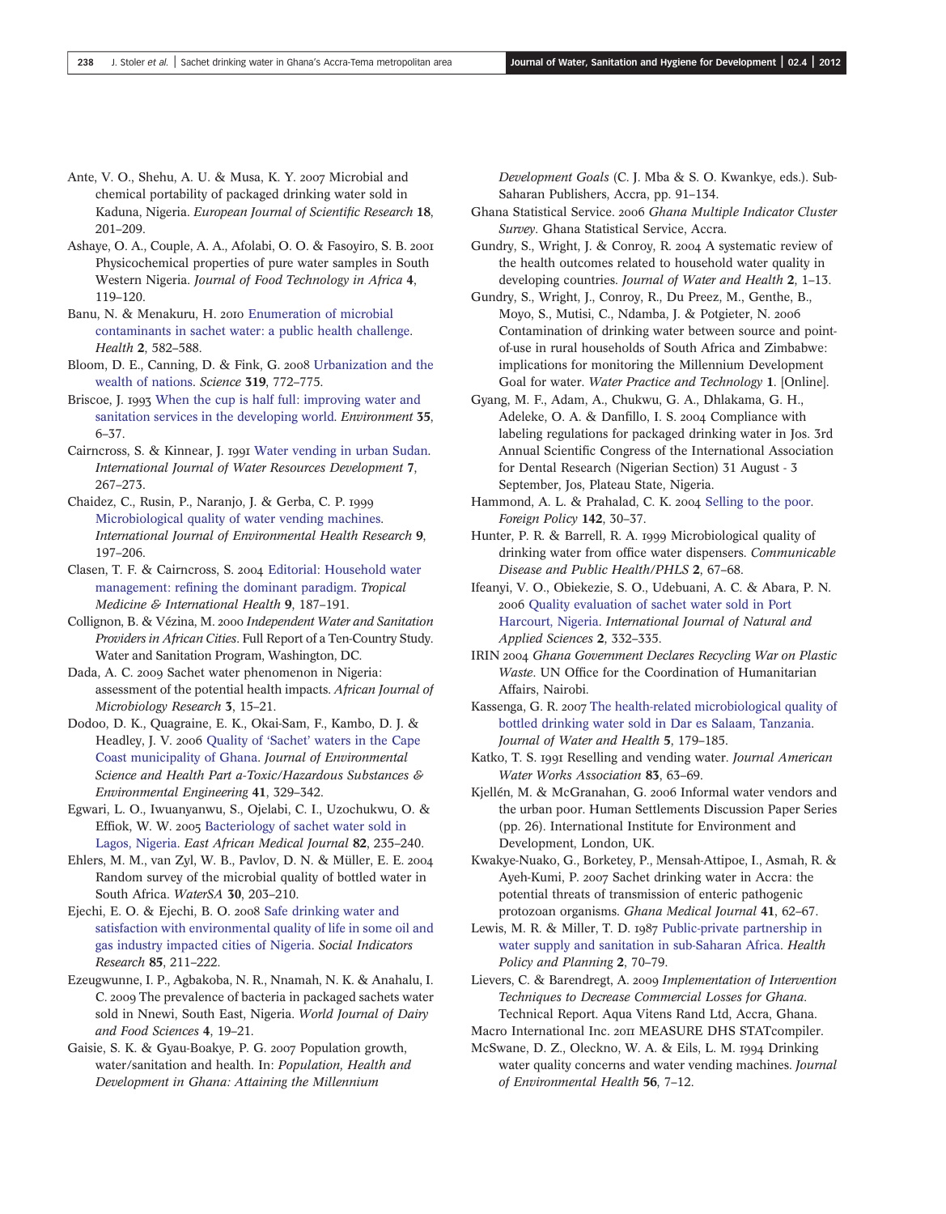Ante, V. O., Shehu, A. U. & Musa, K. Y. 2007 Microbial and chemical portability of packaged drinking water sold in Kaduna, Nigeria. *European Journal of Scientific Research* **18**, 201–209.

Ashaye, O. A., Couple, A. A., Afolabi, O. O. & Fasoyiro, S. B. 2001 Physicochemical properties of pure water samples in South Western Nigeria. *Journal of Food Technology in Africa* **4**, 119–120.

Banu, N. & Menakuru, H. 2010 Enumeration of microbial contaminants in sachet water: a public health challenge. *Health* **2**, 582–588.

Bloom, D. E., Canning, D. & Fink, G. 2008 Urbanization and the wealth of nations. *Science* **319**, 772–775.

Briscoe, J. 1993 When the cup is half full: improving water and sanitation services in the developing world. *Environment* **35**, 6–37.

Cairncross, S. & Kinnear, J. 1991 Water vending in urban Sudan. *International Journal of Water Resources Development* **7**, 267–273.

Chaidez, C., Rusin, P., Naranjo, J. & Gerba, C. P. 1999 Microbiological quality of water vending machines. *International Journal of Environmental Health Research* **9**, 197–206.

Clasen, T. F. & Cairncross, S. 2004 Editorial: Household water management: refining the dominant paradigm. *Tropical Medicine & International Health* **9**, 187–191.

Collignon, B. & Vézina, M. 2000 *Independent Water and Sanitation Providers in African Cities*. Full Report of a Ten-Country Study. Water and Sanitation Program, Washington, DC.

Dada, A. C. 2009 Sachet water phenomenon in Nigeria: assessment of the potential health impacts. *African Journal of Microbiology Research* **3**, 15–21.

Dodoo, D. K., Quagraine, E. K., Okai-Sam, F., Kambo, D. J. & Headley, J. V. 2006 Quality of 'Sachet' waters in the Cape Coast municipality of Ghana. *Journal of Environmental Science and Health Part a-Toxic/Hazardous Substances & Environmental Engineering* **41**, 329–342.

Egwari, L. O., Iwuanyanwu, S., Ojelabi, C. I., Uzochukwu, O. & Effiok, W. W. 2005 Bacteriology of sachet water sold in Lagos, Nigeria. *East African Medical Journal* **82**, 235–240.

Ehlers, M. M., van Zyl, W. B., Pavlov, D. N. & Müller, E. E. 2004 Random survey of the microbial quality of bottled water in South Africa. *WaterSA* **30**, 203–210.

Ejechi, E. O. & Ejechi, B. O. 2008 Safe drinking water and satisfaction with environmental quality of life in some oil and gas industry impacted cities of Nigeria. *Social Indicators Research* **85**, 211–222.

Ezeugwunne, I. P., Agbakoba, N. R., Nnamah, N. K. & Anahalu, I. C. 2009 The prevalence of bacteria in packaged sachets water sold in Nnewi, South East, Nigeria. *World Journal of Dairy and Food Sciences* **4**, 19–21.

Gaisie, S. K. & Gyau-Boakye, P. G. 2007 Population growth, water/sanitation and health. In: *Population, Health and Development in Ghana: Attaining the Millennium Development Goals* (C. J. Mba & S. O. Kwankye, eds.). Sub-Saharan Publishers, Accra, pp. 91–134.

Ghana Statistical Service. 2006 *Ghana Multiple Indicator Cluster Survey*. Ghana Statistical Service, Accra.

Gundry, S., Wright, J. & Conroy, R. 2004 A systematic review of the health outcomes related to household water quality in developing countries. *Journal of Water and Health* **2**, 1–13.

Gundry, S., Wright, J., Conroy, R., Du Preez, M., Genthe, B., Moyo, S., Mutisi, C., Ndamba, J. & Potgieter, N. 2006 Contamination of drinking water between source and point-of-use in rural households of South Africa and Zimbabwe: implications for monitoring the Millennium Development Goal for water. *Water Practice and Technology* **1**. [Online].

Gyang, M. F., Adam, A., Chukwu, G. A., Dhlakama, G. H., Adeleke, O. A. & Danfillo, I. S. 2004 Compliance with labeling regulations for packaged drinking water in Jos. 3rd Annual Scientific Congress of the International Association for Dental Research (Nigerian Section) 31 August - 3 September, Jos, Plateau State, Nigeria.

Hammond, A. L. & Prahalad, C. K. 2004 Selling to the poor. *Foreign Policy* **142**, 30–37.

Hunter, P. R. & Barrell, R. A. 1999 Microbiological quality of drinking water from office water dispensers. *Communicable Disease and Public Health/PHLS* **2**, 67–68.

Ifeanyi, V. O., Obiekezie, S. O., Udebuani, A. C. & Abara, P. N. 2006 Quality evaluation of sachet water sold in Port Harcourt, Nigeria. *International Journal of Natural and Applied Sciences* **2**, 332–335.

IRIN 2004 *Ghana Government Declares Recycling War on Plastic Waste*. UN Office for the Coordination of Humanitarian Affairs, Nairobi.

Kassenga, G. R. 2007 The health-related microbiological quality of bottled drinking water sold in Dar es Salaam, Tanzania. *Journal of Water and Health* **5**, 179–185.

Katko, T. S. 1991 Reselling and vending water. *Journal American Water Works Association* **83**, 63–69.

Kjellén, M. & McGranahan, G. 2006 Informal water vendors and the urban poor. Human Settlements Discussion Paper Series (pp. 26). International Institute for Environment and Development, London, UK.

Kwakye-Nuako, G., Borketey, P., Mensah-Attipoe, I., Asmah, R. & Ayeh-Kumi, P. 2007 Sachet drinking water in Accra: the potential threats of transmission of enteric pathogenic protozoan organisms. *Ghana Medical Journal* **41**, 62–67.

Lewis, M. R. & Miller, T. D. 1987 Public-private partnership in water supply and sanitation in sub-Saharan Africa. *Health Policy and Planning* **2**, 70–79.

Lievers, C. & Barendregt, A. 2009 *Implementation of Intervention Techniques to Decrease Commercial Losses for Ghana*. Technical Report. Aqua Vitens Rand Ltd, Accra, Ghana.

Macro International Inc. 2011 MEASURE DHS STATcompiler.

McSwane, D. Z., Oleckno, W. A. & Eils, L. M. 1994 Drinking water quality concerns and water vending machines. *Journal of Environmental Health* **56**, 7–12.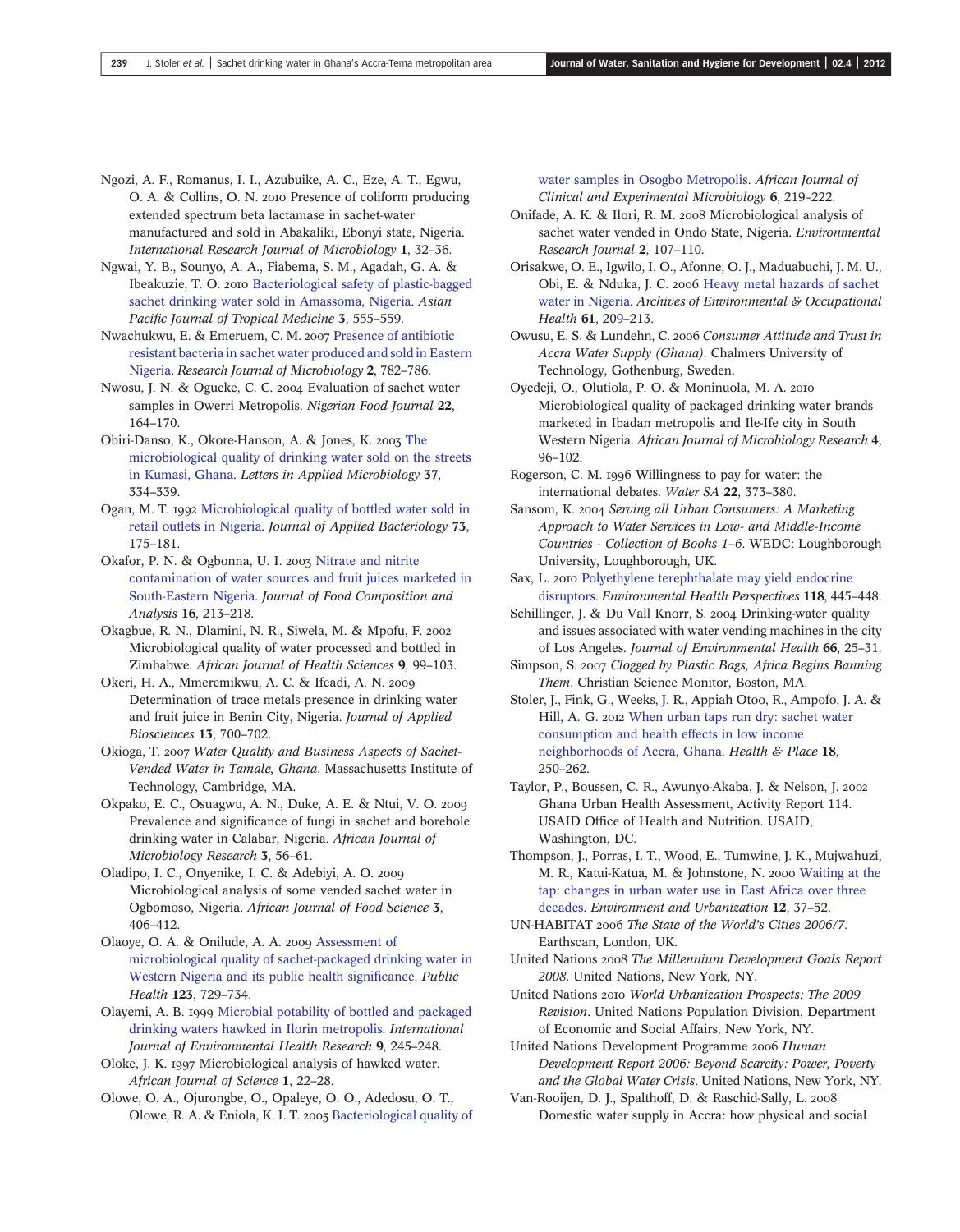Ngozi, A. F., Romanus, I. I., Azubuike, A. C., Eze, A. T., Egwu, O. A. & Collins, O. N. 2010 Presence of coliform producing extended spectrum beta lactamase in sachet-water manufactured and sold in Abakaliki, Ebonyi state, Nigeria. *International Research Journal of Microbiology* **1**, 32–36.

Ngwai, Y. B., Sounyo, A. A., Fiabema, S. M., Agadah, G. A. & Ibeakuzie, T. O. 2010 Bacteriological safety of plastic-bagged sachet drinking water sold in Amassoma, Nigeria. *Asian Pacific Journal of Tropical Medicine* **3**, 555–559.

Nwachukwu, E. & Emeruem, C. M. 2007 Presence of antibiotic resistant bacteria in sachet water produced and sold in Eastern Nigeria. *Research Journal of Microbiology* **2**, 782–786.

Nwosu, J. N. & Ogueke, C. C. 2004 Evaluation of sachet water samples in Owerri Metropolis. *Nigerian Food Journal* **22**, 164–170.

Obiri-Danso, K., Okore-Hanson, A. & Jones, K. 2003 The microbiological quality of drinking water sold on the streets in Kumasi, Ghana. *Letters in Applied Microbiology* **37**, 334–339.

Ogan, M. T. 1992 Microbiological quality of bottled water sold in retail outlets in Nigeria. *Journal of Applied Bacteriology* **73**, 175–181.

Okafor, P. N. & Ogbonna, U. I. 2003 Nitrate and nitrite contamination of water sources and fruit juices marketed in South-Eastern Nigeria. *Journal of Food Composition and Analysis* **16**, 213–218.

Okagbue, R. N., Dlamini, N. R., Siwela, M. & Mpofu, F. 2002 Microbiological quality of water processed and bottled in Zimbabwe. *African Journal of Health Sciences* **9**, 99–103.

Okeri, H. A., Mmeremikwu, A. C. & Ifeadi, A. N. 2009 Determination of trace metals presence in drinking water and fruit juice in Benin City, Nigeria. *Journal of Applied Biosciences* **13**, 700–702.

Okioga, T. 2007 *Water Quality and Business Aspects of Sachet-Vended Water in Tamale, Ghana*. Massachusetts Institute of Technology, Cambridge, MA.

Okpako, E. C., Osuagwu, A. N., Duke, A. E. & Ntui, V. O. 2009 Prevalence and significance of fungi in sachet and borehole drinking water in Calabar, Nigeria. *African Journal of Microbiology Research* **3**, 56–61.

Oladipo, I. C., Onyenike, I. C. & Adebiyi, A. O. 2009 Microbiological analysis of some vended sachet water in Ogbomoso, Nigeria. *African Journal of Food Science* **3**, 406–412.

Olaoye, O. A. & Onilude, A. A. 2009 Assessment of microbiological quality of sachet-packaged drinking water in Western Nigeria and its public health significance. *Public Health* **123**, 729–734.

Olayemi, A. B. 1999 Microbial potability of bottled and packaged drinking waters hawked in Ilorin metropolis. *International Journal of Environmental Health Research* **9**, 245–248.

Oloke, J. K. 1997 Microbiological analysis of hawked water. *African Journal of Science* **1**, 22–28.

Olowe, O. A., Ojurongbe, O., Opaleye, O. O., Adedosu, O. T., Olowe, R. A. & Eniola, K. I. T. 2005 Bacteriological quality of water samples in Osogbo Metropolis. *African Journal of Clinical and Experimental Microbiology* **6**, 219–222.

Onifade, A. K. & Ilori, R. M. 2008 Microbiological analysis of sachet water vended in Ondo State, Nigeria. *Environmental Research Journal* **2**, 107–110.

Orisakwe, O. E., Igwilo, I. O., Afonne, O. J., Maduabuchi, J. M. U., Obi, E. & Nduka, J. C. 2006 Heavy metal hazards of sachet water in Nigeria. *Archives of Environmental & Occupational Health* **61**, 209–213.

Owusu, E. S. & Lundehn, C. 2006 *Consumer Attitude and Trust in Accra Water Supply (Ghana)*. Chalmers University of Technology, Gothenburg, Sweden.

Oyedeji, O., Olutiola, P. O. & Moninuola, M. A. 2010 Microbiological quality of packaged drinking water brands marketed in Ibadan metropolis and Ile-Ife city in South Western Nigeria. *African Journal of Microbiology Research* **4**, 96–102.

Rogerson, C. M. 1996 Willingness to pay for water: the international debates. *Water SA* **22**, 373–380.

Sansom, K. 2004 *Serving all Urban Consumers: A Marketing Approach to Water Services in Low- and Middle-Income Countries - Collection of Books 1–6*. WEDC: Loughborough University, Loughborough, UK.

Sax, L. 2010 Polyethylene terephthalate may yield endocrine disruptors. *Environmental Health Perspectives* **118**, 445–448.

Schillinger, J. & Du Vall Knorr, S. 2004 Drinking-water quality and issues associated with water vending machines in the city of Los Angeles. *Journal of Environmental Health* **66**, 25–31.

Simpson, S. 2007 *Clogged by Plastic Bags, Africa Begins Banning Them*. Christian Science Monitor, Boston, MA.

Stoler, J., Fink, G., Weeks, J. R., Appiah Otoo, R., Ampofo, J. A. & Hill, A. G. 2012 When urban taps run dry: sachet water consumption and health effects in low income neighborhoods of Accra, Ghana. *Health & Place* **18**, 250–262.

Taylor, P., Boussen, C. R., Awunyo-Akaba, J. & Nelson, J. 2002 Ghana Urban Health Assessment, Activity Report 114. USAID Office of Health and Nutrition. USAID, Washington, DC.

Thompson, J., Porras, I. T., Wood, E., Tumwine, J. K., Mujwahuzi, M. R., Katui-Katua, M. & Johnstone, N. 2000 Waiting at the tap: changes in urban water use in East Africa over three decades. *Environment and Urbanization* **12**, 37–52.

UN-HABITAT 2006 *The State of the World's Cities 2006/7*. Earthscan, London, UK.

United Nations 2008 *The Millennium Development Goals Report 2008*. United Nations, New York, NY.

United Nations 2010 *World Urbanization Prospects: The 2009 Revision*. United Nations Population Division, Department of Economic and Social Affairs, New York, NY.

United Nations Development Programme 2006 *Human Development Report 2006: Beyond Scarcity: Power, Poverty and the Global Water Crisis*. United Nations, New York, NY.

Van-Rooijen, D. J., Spalthoff, D. & Raschid-Sally, L. 2008 Domestic water supply in Accra: how physical and social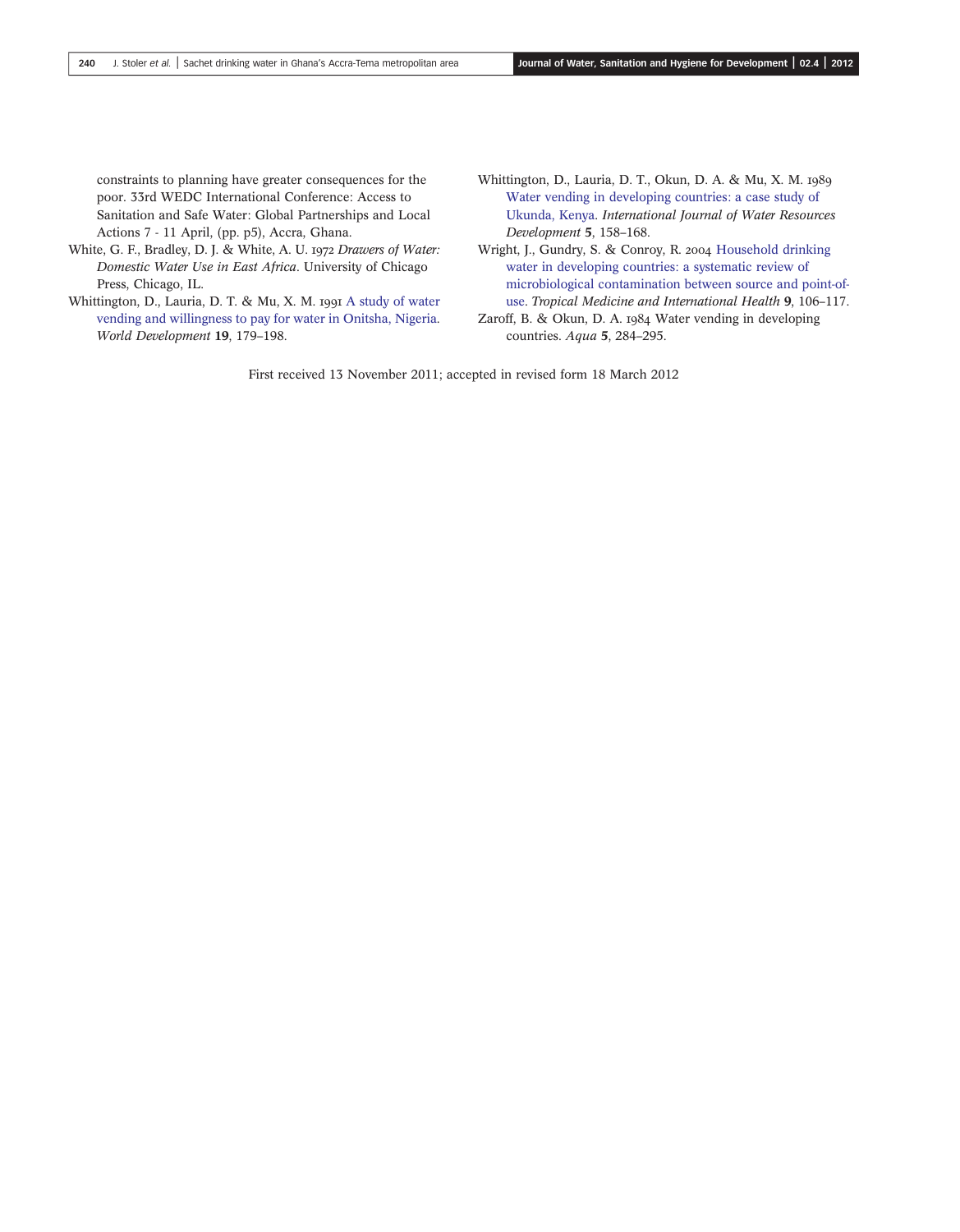constraints to planning have greater consequences for the poor. 33rd WEDC International Conference: Access to Sanitation and Safe Water: Global Partnerships and Local Actions 7 - 11 April, (pp. p5), Accra, Ghana.

White, G. F., Bradley, D. J. & White, A. U. 1972 *Drawers of Water: Domestic Water Use in East Africa*. University of Chicago Press, Chicago, IL.

Whittington, D., Lauria, D. T. & Mu, X. M. 1991 A study of water vending and willingness to pay for water in Onitsha, Nigeria. *World Development* **19**, 179–198.

Whittington, D., Lauria, D. T., Okun, D. A. & Mu, X. M. 1989 Water vending in developing countries: a case study of Ukunda, Kenya. *International Journal of Water Resources Development* **5**, 158–168.

Wright, J., Gundry, S. & Conroy, R. 2004 Household drinking water in developing countries: a systematic review of microbiological contamination between source and point-of-use. *Tropical Medicine and International Health* **9**, 106–117.

Zaroff, B. & Okun, D. A. 1984 Water vending in developing countries. *Aqua* **5**, 284–295.

First received 13 November 2011; accepted in revised form 18 March 2012